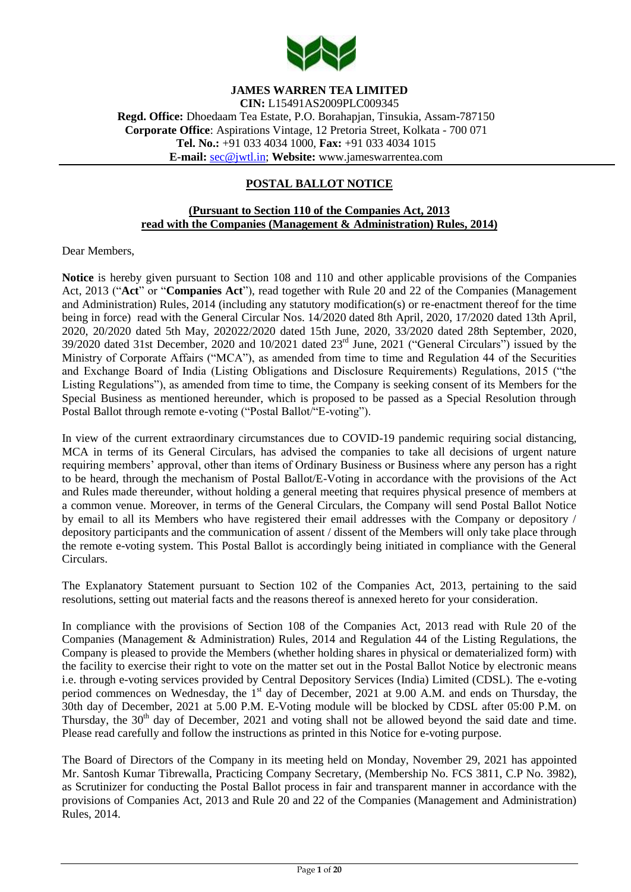**JAMES WARREN TEA LIMITED**
**CIN:** L15491AS2009PLC009345
**Regd. Office:** Dhoedaam Tea Estate, P.O. Borahapjan, Tinsukia, Assam-787150
**Corporate Office**: Aspirations Vintage, 12 Pretoria Street, Kolkata - 700 071
**Tel. No.:** +91 033 4034 1000, **Fax:** +91 033 4034 1015
**E-mail:** sec@jwtl.in; **Website:** www.jameswarrentea.com

## POSTAL BALLOT NOTICE

**(Pursuant to Section 110 of the Companies Act, 2013 read with the Companies (Management & Administration) Rules, 2014)**

Dear Members,

**Notice** is hereby given pursuant to Section 108 and 110 and other applicable provisions of the Companies Act, 2013 ("**Act**" or "**Companies Act**"), read together with Rule 20 and 22 of the Companies (Management and Administration) Rules, 2014 (including any statutory modification(s) or re-enactment thereof for the time being in force) read with the General Circular Nos. 14/2020 dated 8th April, 2020, 17/2020 dated 13th April, 2020, 20/2020 dated 5th May, 202022/2020 dated 15th June, 2020, 33/2020 dated 28th September, 2020, 39/2020 dated 31st December, 2020 and 10/2021 dated 23rd June, 2021 ("General Circulars") issued by the Ministry of Corporate Affairs ("MCA"), as amended from time to time and Regulation 44 of the Securities and Exchange Board of India (Listing Obligations and Disclosure Requirements) Regulations, 2015 ("the Listing Regulations"), as amended from time to time, the Company is seeking consent of its Members for the Special Business as mentioned hereunder, which is proposed to be passed as a Special Resolution through Postal Ballot through remote e-voting ("Postal Ballot/"E-voting").

In view of the current extraordinary circumstances due to COVID-19 pandemic requiring social distancing, MCA in terms of its General Circulars, has advised the companies to take all decisions of urgent nature requiring members' approval, other than items of Ordinary Business or Business where any person has a right to be heard, through the mechanism of Postal Ballot/E-Voting in accordance with the provisions of the Act and Rules made thereunder, without holding a general meeting that requires physical presence of members at a common venue. Moreover, in terms of the General Circulars, the Company will send Postal Ballot Notice by email to all its Members who have registered their email addresses with the Company or depository / depository participants and the communication of assent / dissent of the Members will only take place through the remote e-voting system. This Postal Ballot is accordingly being initiated in compliance with the General Circulars.

The Explanatory Statement pursuant to Section 102 of the Companies Act, 2013, pertaining to the said resolutions, setting out material facts and the reasons thereof is annexed hereto for your consideration.

In compliance with the provisions of Section 108 of the Companies Act, 2013 read with Rule 20 of the Companies (Management & Administration) Rules, 2014 and Regulation 44 of the Listing Regulations, the Company is pleased to provide the Members (whether holding shares in physical or dematerialized form) with the facility to exercise their right to vote on the matter set out in the Postal Ballot Notice by electronic means i.e. through e-voting services provided by Central Depository Services (India) Limited (CDSL). The e-voting period commences on Wednesday, the 1st day of December, 2021 at 9.00 A.M. and ends on Thursday, the 30th day of December, 2021 at 5.00 P.M. E-Voting module will be blocked by CDSL after 05:00 P.M. on Thursday, the 30th day of December, 2021 and voting shall not be allowed beyond the said date and time. Please read carefully and follow the instructions as printed in this Notice for e-voting purpose.

The Board of Directors of the Company in its meeting held on Monday, November 29, 2021 has appointed Mr. Santosh Kumar Tibrewalla, Practicing Company Secretary, (Membership No. FCS 3811, C.P No. 3982), as Scrutinizer for conducting the Postal Ballot process in fair and transparent manner in accordance with the provisions of Companies Act, 2013 and Rule 20 and 22 of the Companies (Management and Administration) Rules, 2014.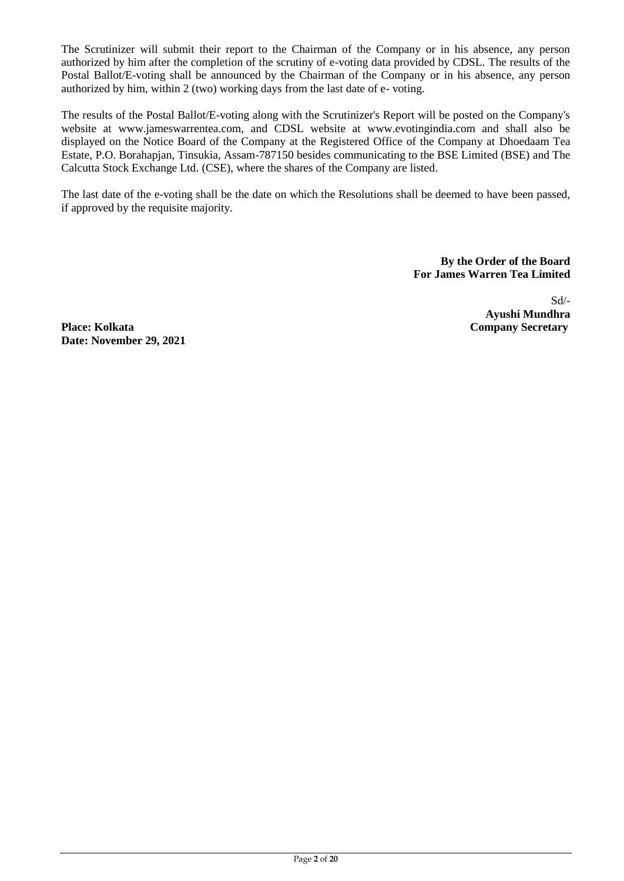The Scrutinizer will submit their report to the Chairman of the Company or in his absence, any person authorized by him after the completion of the scrutiny of e-voting data provided by CDSL. The results of the Postal Ballot/E-voting shall be announced by the Chairman of the Company or in his absence, any person authorized by him, within 2 (two) working days from the last date of e- voting.

The results of the Postal Ballot/E-voting along with the Scrutinizer's Report will be posted on the Company's website at www.jameswarrentea.com, and CDSL website at www.evotingindia.com and shall also be displayed on the Notice Board of the Company at the Registered Office of the Company at Dhoedaam Tea Estate, P.O. Borahapjan, Tinsukia, Assam-787150 besides communicating to the BSE Limited (BSE) and The Calcutta Stock Exchange Ltd. (CSE), where the shares of the Company are listed.

The last date of the e-voting shall be the date on which the Resolutions shall be deemed to have been passed, if approved by the requisite majority.

**By the Order of the Board**
**For James Warren Tea Limited**

Sd/-
**Ayushi Mundhra**
**Company Secretary**

**Place: Kolkata**
**Date: November 29, 2021**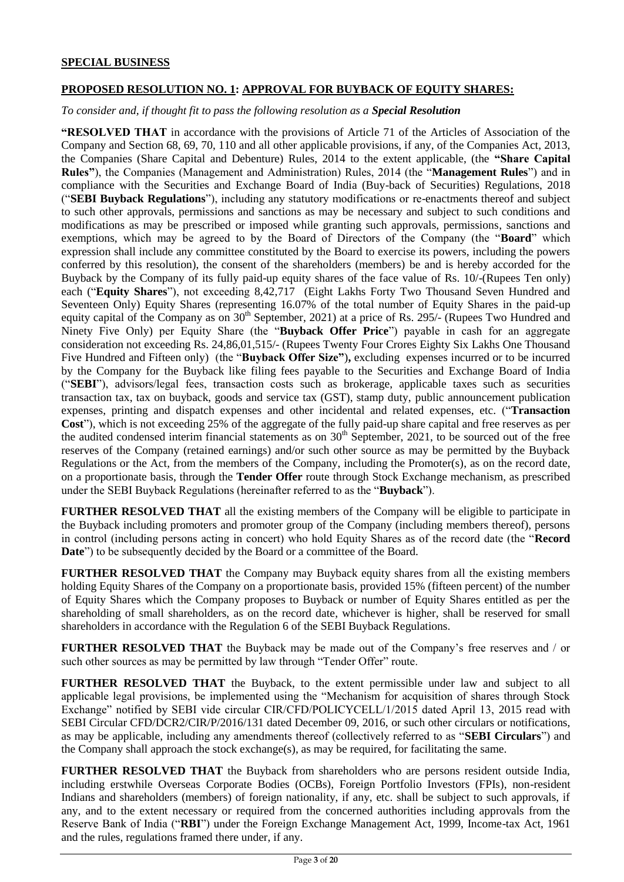## SPECIAL BUSINESS

### PROPOSED RESOLUTION NO. 1: APPROVAL FOR BUYBACK OF EQUITY SHARES:

*To consider and, if thought fit to pass the following resolution as a* ***Special Resolution***

**"RESOLVED THAT** in accordance with the provisions of Article 71 of the Articles of Association of the Company and Section 68, 69, 70, 110 and all other applicable provisions, if any, of the Companies Act, 2013, the Companies (Share Capital and Debenture) Rules, 2014 to the extent applicable, (the **"Share Capital Rules"**), the Companies (Management and Administration) Rules, 2014 (the "**Management Rules**") and in compliance with the Securities and Exchange Board of India (Buy-back of Securities) Regulations, 2018 ("**SEBI Buyback Regulations**"), including any statutory modifications or re-enactments thereof and subject to such other approvals, permissions and sanctions as may be necessary and subject to such conditions and modifications as may be prescribed or imposed while granting such approvals, permissions, sanctions and exemptions, which may be agreed to by the Board of Directors of the Company (the "**Board**" which expression shall include any committee constituted by the Board to exercise its powers, including the powers conferred by this resolution), the consent of the shareholders (members) be and is hereby accorded for the Buyback by the Company of its fully paid-up equity shares of the face value of Rs. 10/-(Rupees Ten only) each ("**Equity Shares**"), not exceeding 8,42,717 (Eight Lakhs Forty Two Thousand Seven Hundred and Seventeen Only) Equity Shares (representing 16.07% of the total number of Equity Shares in the paid-up equity capital of the Company as on 30th September, 2021) at a price of Rs. 295/- (Rupees Two Hundred and Ninety Five Only) per Equity Share (the "**Buyback Offer Price**") payable in cash for an aggregate consideration not exceeding Rs. 24,86,01,515/- (Rupees Twenty Four Crores Eighty Six Lakhs One Thousand Five Hundred and Fifteen only) (the "**Buyback Offer Size"**)**,** excluding expenses incurred or to be incurred by the Company for the Buyback like filing fees payable to the Securities and Exchange Board of India ("**SEBI**"), advisors/legal fees, transaction costs such as brokerage, applicable taxes such as securities transaction tax, tax on buyback, goods and service tax (GST), stamp duty, public announcement publication expenses, printing and dispatch expenses and other incidental and related expenses, etc. ("**Transaction Cost**"), which is not exceeding 25% of the aggregate of the fully paid-up share capital and free reserves as per the audited condensed interim financial statements as on 30th September, 2021, to be sourced out of the free reserves of the Company (retained earnings) and/or such other source as may be permitted by the Buyback Regulations or the Act, from the members of the Company, including the Promoter(s), as on the record date, on a proportionate basis, through the **Tender Offer** route through Stock Exchange mechanism, as prescribed under the SEBI Buyback Regulations (hereinafter referred to as the "**Buyback**").

**FURTHER RESOLVED THAT** all the existing members of the Company will be eligible to participate in the Buyback including promoters and promoter group of the Company (including members thereof), persons in control (including persons acting in concert) who hold Equity Shares as of the record date (the "**Record Date**") to be subsequently decided by the Board or a committee of the Board.

**FURTHER RESOLVED THAT** the Company may Buyback equity shares from all the existing members holding Equity Shares of the Company on a proportionate basis, provided 15% (fifteen percent) of the number of Equity Shares which the Company proposes to Buyback or number of Equity Shares entitled as per the shareholding of small shareholders, as on the record date, whichever is higher, shall be reserved for small shareholders in accordance with the Regulation 6 of the SEBI Buyback Regulations.

**FURTHER RESOLVED THAT** the Buyback may be made out of the Company's free reserves and / or such other sources as may be permitted by law through "Tender Offer" route.

**FURTHER RESOLVED THAT** the Buyback, to the extent permissible under law and subject to all applicable legal provisions, be implemented using the "Mechanism for acquisition of shares through Stock Exchange" notified by SEBI vide circular CIR/CFD/POLICYCELL/1/2015 dated April 13, 2015 read with SEBI Circular CFD/DCR2/CIR/P/2016/131 dated December 09, 2016, or such other circulars or notifications, as may be applicable, including any amendments thereof (collectively referred to as "**SEBI Circulars**") and the Company shall approach the stock exchange(s), as may be required, for facilitating the same.

**FURTHER RESOLVED THAT** the Buyback from shareholders who are persons resident outside India, including erstwhile Overseas Corporate Bodies (OCBs), Foreign Portfolio Investors (FPIs), non-resident Indians and shareholders (members) of foreign nationality, if any, etc. shall be subject to such approvals, if any, and to the extent necessary or required from the concerned authorities including approvals from the Reserve Bank of India ("**RBI**") under the Foreign Exchange Management Act, 1999, Income-tax Act, 1961 and the rules, regulations framed there under, if any.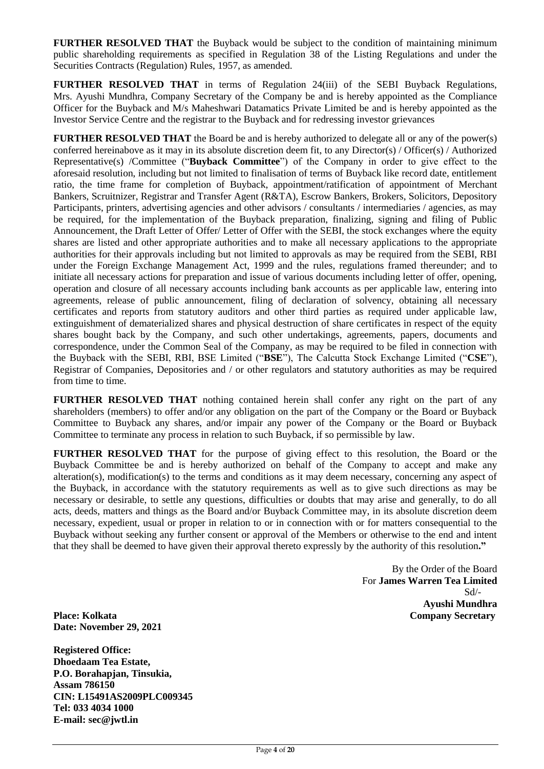**FURTHER RESOLVED THAT** the Buyback would be subject to the condition of maintaining minimum public shareholding requirements as specified in Regulation 38 of the Listing Regulations and under the Securities Contracts (Regulation) Rules, 1957, as amended.

**FURTHER RESOLVED THAT** in terms of Regulation 24(iii) of the SEBI Buyback Regulations, Mrs. Ayushi Mundhra, Company Secretary of the Company be and is hereby appointed as the Compliance Officer for the Buyback and M/s Maheshwari Datamatics Private Limited be and is hereby appointed as the Investor Service Centre and the registrar to the Buyback and for redressing investor grievances

**FURTHER RESOLVED THAT** the Board be and is hereby authorized to delegate all or any of the power(s) conferred hereinabove as it may in its absolute discretion deem fit, to any Director(s) / Officer(s) / Authorized Representative(s) /Committee ("**Buyback Committee**") of the Company in order to give effect to the aforesaid resolution, including but not limited to finalisation of terms of Buyback like record date, entitlement ratio, the time frame for completion of Buyback, appointment/ratification of appointment of Merchant Bankers, Scruitnizer, Registrar and Transfer Agent (R&TA), Escrow Bankers, Brokers, Solicitors, Depository Participants, printers, advertising agencies and other advisors / consultants / intermediaries / agencies, as may be required, for the implementation of the Buyback preparation, finalizing, signing and filing of Public Announcement, the Draft Letter of Offer/ Letter of Offer with the SEBI, the stock exchanges where the equity shares are listed and other appropriate authorities and to make all necessary applications to the appropriate authorities for their approvals including but not limited to approvals as may be required from the SEBI, RBI under the Foreign Exchange Management Act, 1999 and the rules, regulations framed thereunder; and to initiate all necessary actions for preparation and issue of various documents including letter of offer, opening, operation and closure of all necessary accounts including bank accounts as per applicable law, entering into agreements, release of public announcement, filing of declaration of solvency, obtaining all necessary certificates and reports from statutory auditors and other third parties as required under applicable law, extinguishment of dematerialized shares and physical destruction of share certificates in respect of the equity shares bought back by the Company, and such other undertakings, agreements, papers, documents and correspondence, under the Common Seal of the Company, as may be required to be filed in connection with the Buyback with the SEBI, RBI, BSE Limited ("**BSE**"), The Calcutta Stock Exchange Limited ("**CSE**"), Registrar of Companies, Depositories and / or other regulators and statutory authorities as may be required from time to time.

**FURTHER RESOLVED THAT** nothing contained herein shall confer any right on the part of any shareholders (members) to offer and/or any obligation on the part of the Company or the Board or Buyback Committee to Buyback any shares, and/or impair any power of the Company or the Board or Buyback Committee to terminate any process in relation to such Buyback, if so permissible by law.

**FURTHER RESOLVED THAT** for the purpose of giving effect to this resolution, the Board or the Buyback Committee be and is hereby authorized on behalf of the Company to accept and make any alteration(s), modification(s) to the terms and conditions as it may deem necessary, concerning any aspect of the Buyback, in accordance with the statutory requirements as well as to give such directions as may be necessary or desirable, to settle any questions, difficulties or doubts that may arise and generally, to do all acts, deeds, matters and things as the Board and/or Buyback Committee may, in its absolute discretion deem necessary, expedient, usual or proper in relation to or in connection with or for matters consequential to the Buyback without seeking any further consent or approval of the Members or otherwise to the end and intent that they shall be deemed to have given their approval thereto expressly by the authority of this resolution**."**

By the Order of the Board
For **James Warren Tea Limited**
Sd/-
**Ayushi Mundhra**
**Company Secretary**

**Place: Kolkata**
**Date: November 29, 2021**

**Registered Office:**
**Dhoedaam Tea Estate,**
**P.O. Borahapjan, Tinsukia,**
**Assam 786150**
**CIN: L15491AS2009PLC009345**
**Tel: 033 4034 1000**
**E-mail: sec@jwtl.in**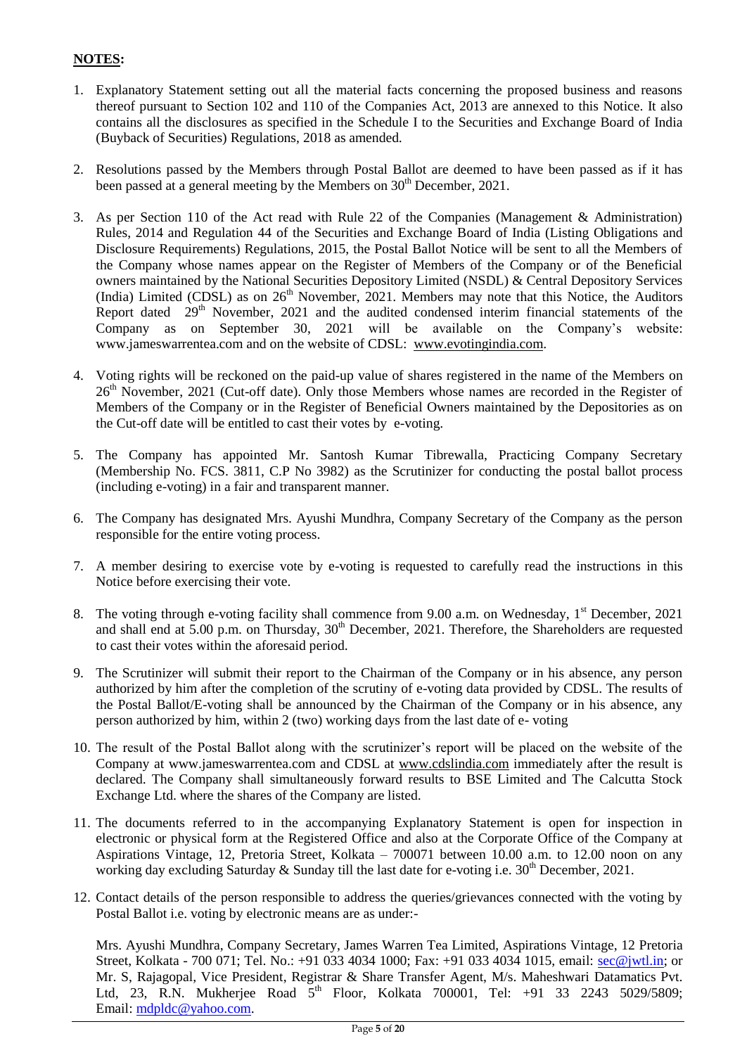**NOTES:**

1. Explanatory Statement setting out all the material facts concerning the proposed business and reasons thereof pursuant to Section 102 and 110 of the Companies Act, 2013 are annexed to this Notice. It also contains all the disclosures as specified in the Schedule I to the Securities and Exchange Board of India (Buyback of Securities) Regulations, 2018 as amended.

2. Resolutions passed by the Members through Postal Ballot are deemed to have been passed as if it has been passed at a general meeting by the Members on 30th December, 2021.

3. As per Section 110 of the Act read with Rule 22 of the Companies (Management & Administration) Rules, 2014 and Regulation 44 of the Securities and Exchange Board of India (Listing Obligations and Disclosure Requirements) Regulations, 2015, the Postal Ballot Notice will be sent to all the Members of the Company whose names appear on the Register of Members of the Company or of the Beneficial owners maintained by the National Securities Depository Limited (NSDL) & Central Depository Services (India) Limited (CDSL) as on 26th November, 2021. Members may note that this Notice, the Auditors Report dated 29th November, 2021 and the audited condensed interim financial statements of the Company as on September 30, 2021 will be available on the Company's website: www.jameswarrentea.com and on the website of CDSL: www.evotingindia.com.

4. Voting rights will be reckoned on the paid-up value of shares registered in the name of the Members on 26th November, 2021 (Cut-off date). Only those Members whose names are recorded in the Register of Members of the Company or in the Register of Beneficial Owners maintained by the Depositories as on the Cut-off date will be entitled to cast their votes by e-voting.

5. The Company has appointed Mr. Santosh Kumar Tibrewalla, Practicing Company Secretary (Membership No. FCS. 3811, C.P No 3982) as the Scrutinizer for conducting the postal ballot process (including e-voting) in a fair and transparent manner.

6. The Company has designated Mrs. Ayushi Mundhra, Company Secretary of the Company as the person responsible for the entire voting process.

7. A member desiring to exercise vote by e-voting is requested to carefully read the instructions in this Notice before exercising their vote.

8. The voting through e-voting facility shall commence from 9.00 a.m. on Wednesday, 1st December, 2021 and shall end at 5.00 p.m. on Thursday, 30th December, 2021. Therefore, the Shareholders are requested to cast their votes within the aforesaid period.

9. The Scrutinizer will submit their report to the Chairman of the Company or in his absence, any person authorized by him after the completion of the scrutiny of e-voting data provided by CDSL. The results of the Postal Ballot/E-voting shall be announced by the Chairman of the Company or in his absence, any person authorized by him, within 2 (two) working days from the last date of e- voting

10. The result of the Postal Ballot along with the scrutinizer's report will be placed on the website of the Company at www.jameswarrentea.com and CDSL at www.cdslindia.com immediately after the result is declared. The Company shall simultaneously forward results to BSE Limited and The Calcutta Stock Exchange Ltd. where the shares of the Company are listed.

11. The documents referred to in the accompanying Explanatory Statement is open for inspection in electronic or physical form at the Registered Office and also at the Corporate Office of the Company at Aspirations Vintage, 12, Pretoria Street, Kolkata – 700071 between 10.00 a.m. to 12.00 noon on any working day excluding Saturday & Sunday till the last date for e-voting i.e. 30th December, 2021.

12. Contact details of the person responsible to address the queries/grievances connected with the voting by Postal Ballot i.e. voting by electronic means are as under:-

    Mrs. Ayushi Mundhra, Company Secretary, James Warren Tea Limited, Aspirations Vintage, 12 Pretoria Street, Kolkata - 700 071; Tel. No.: +91 033 4034 1000; Fax: +91 033 4034 1015, email: sec@jwtl.in; or Mr. S, Rajagopal, Vice President, Registrar & Share Transfer Agent, M/s. Maheshwari Datamatics Pvt. Ltd, 23, R.N. Mukherjee Road 5th Floor, Kolkata 700001, Tel: +91 33 2243 5029/5809; Email: mdpldc@yahoo.com.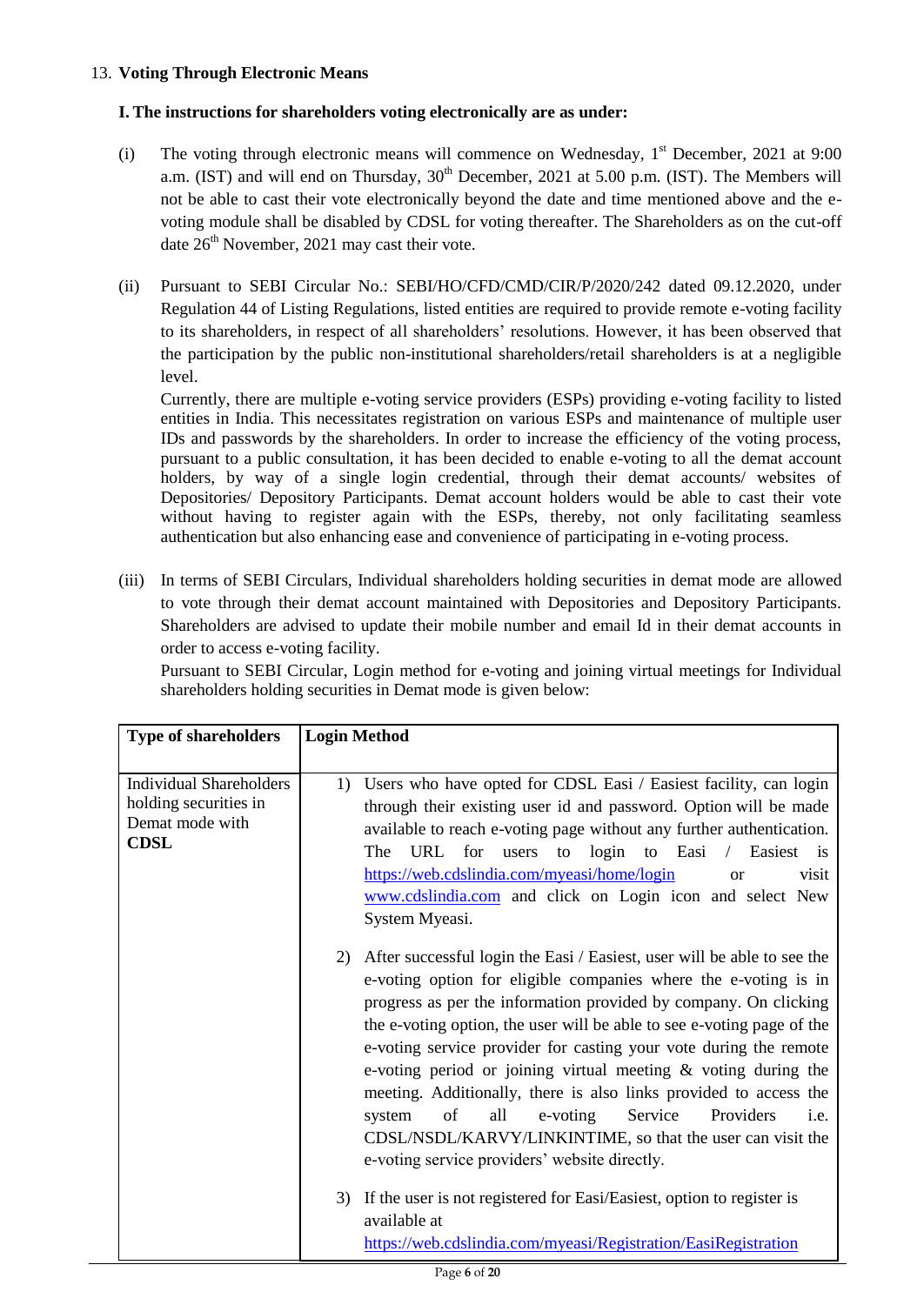13. **Voting Through Electronic Means**

**I. The instructions for shareholders voting electronically are as under:**

(i) The voting through electronic means will commence on Wednesday, 1st December, 2021 at 9:00 a.m. (IST) and will end on Thursday, 30th December, 2021 at 5.00 p.m. (IST). The Members will not be able to cast their vote electronically beyond the date and time mentioned above and the e-voting module shall be disabled by CDSL for voting thereafter. The Shareholders as on the cut-off date 26th November, 2021 may cast their vote.

(ii) Pursuant to SEBI Circular No.: SEBI/HO/CFD/CMD/CIR/P/2020/242 dated 09.12.2020, under Regulation 44 of Listing Regulations, listed entities are required to provide remote e-voting facility to its shareholders, in respect of all shareholders' resolutions. However, it has been observed that the participation by the public non-institutional shareholders/retail shareholders is at a negligible level.

Currently, there are multiple e-voting service providers (ESPs) providing e-voting facility to listed entities in India. This necessitates registration on various ESPs and maintenance of multiple user IDs and passwords by the shareholders. In order to increase the efficiency of the voting process, pursuant to a public consultation, it has been decided to enable e-voting to all the demat account holders, by way of a single login credential, through their demat accounts/ websites of Depositories/ Depository Participants. Demat account holders would be able to cast their vote without having to register again with the ESPs, thereby, not only facilitating seamless authentication but also enhancing ease and convenience of participating in e-voting process.

(iii) In terms of SEBI Circulars, Individual shareholders holding securities in demat mode are allowed to vote through their demat account maintained with Depositories and Depository Participants. Shareholders are advised to update their mobile number and email Id in their demat accounts in order to access e-voting facility.

Pursuant to SEBI Circular, Login method for e-voting and joining virtual meetings for Individual shareholders holding securities in Demat mode is given below:

| **Type of shareholders** | **Login Method** |
|---|---|
| Individual Shareholders holding securities in Demat mode with **CDSL** | 1) Users who have opted for CDSL Easi / Easiest facility, can login through their existing user id and password. Option will be made available to reach e-voting page without any further authentication. The URL for users to login to Easi / Easiest is https://web.cdslindia.com/myeasi/home/login or visit www.cdslindia.com and click on Login icon and select New System Myeasi.<br><br>2) After successful login the Easi / Easiest, user will be able to see the e-voting option for eligible companies where the e-voting is in progress as per the information provided by company. On clicking the e-voting option, the user will be able to see e-voting page of the e-voting service provider for casting your vote during the remote e-voting period or joining virtual meeting & voting during the meeting. Additionally, there is also links provided to access the system of all e-voting Service Providers i.e. CDSL/NSDL/KARVY/LINKINTIME, so that the user can visit the e-voting service providers' website directly.<br><br>3) If the user is not registered for Easi/Easiest, option to register is available at https://web.cdslindia.com/myeasi/Registration/EasiRegistration |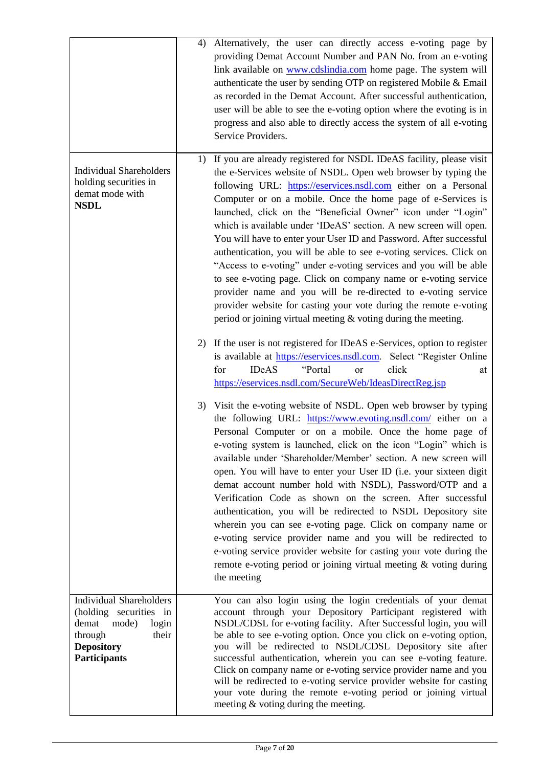| | |
|---|---|
| | 4) Alternatively, the user can directly access e-voting page by providing Demat Account Number and PAN No. from an e-voting link available on www.cdslindia.com home page. The system will authenticate the user by sending OTP on registered Mobile & Email as recorded in the Demat Account. After successful authentication, user will be able to see the e-voting option where the evoting is in progress and also able to directly access the system of all e-voting Service Providers. |
| Individual Shareholders holding securities in demat mode with **NSDL** | 1) If you are already registered for NSDL IDeAS facility, please visit the e-Services website of NSDL. Open web browser by typing the following URL: https://eservices.nsdl.com either on a Personal Computer or on a mobile. Once the home page of e-Services is launched, click on the "Beneficial Owner" icon under "Login" which is available under 'IDeAS' section. A new screen will open. You will have to enter your User ID and Password. After successful authentication, you will be able to see e-voting services. Click on "Access to e-voting" under e-voting services and you will be able to see e-voting page. Click on company name or e-voting service provider name and you will be re-directed to e-voting service provider website for casting your vote during the remote e-voting period or joining virtual meeting & voting during the meeting.<br><br>2) If the user is not registered for IDeAS e-Services, option to register is available at https://eservices.nsdl.com. Select "Register Online for IDeAS "Portal or click at https://eservices.nsdl.com/SecureWeb/IdeasDirectReg.jsp<br><br>3) Visit the e-voting website of NSDL. Open web browser by typing the following URL: https://www.evoting.nsdl.com/ either on a Personal Computer or on a mobile. Once the home page of e-voting system is launched, click on the icon "Login" which is available under 'Shareholder/Member' section. A new screen will open. You will have to enter your User ID (i.e. your sixteen digit demat account number hold with NSDL), Password/OTP and a Verification Code as shown on the screen. After successful authentication, you will be redirected to NSDL Depository site wherein you can see e-voting page. Click on company name or e-voting service provider name and you will be redirected to e-voting service provider website for casting your vote during the remote e-voting period or joining virtual meeting & voting during the meeting |
| Individual Shareholders (holding securities in demat mode) login through their **Depository Participants** | You can also login using the login credentials of your demat account through your Depository Participant registered with NSDL/CDSL for e-voting facility. After Successful login, you will be able to see e-voting option. Once you click on e-voting option, you will be redirected to NSDL/CDSL Depository site after successful authentication, wherein you can see e-voting feature. Click on company name or e-voting service provider name and you will be redirected to e-voting service provider website for casting your vote during the remote e-voting period or joining virtual meeting & voting during the meeting. |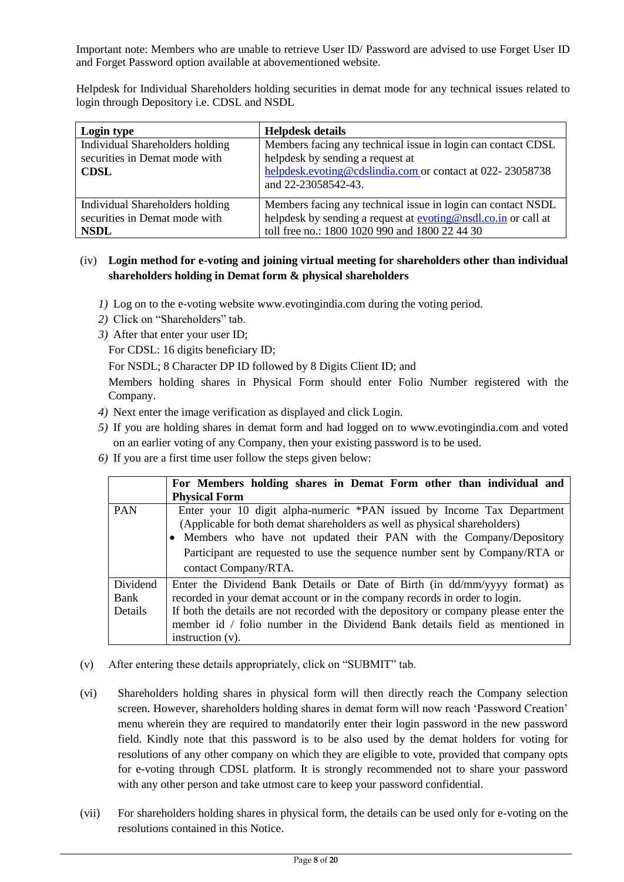Important note: Members who are unable to retrieve User ID/ Password are advised to use Forget User ID and Forget Password option available at abovementioned website.

Helpdesk for Individual Shareholders holding securities in demat mode for any technical issues related to login through Depository i.e. CDSL and NSDL

| **Login type** | **Helpdesk details** |
|---|---|
| Individual Shareholders holding securities in Demat mode with **CDSL** | Members facing any technical issue in login can contact CDSL helpdesk by sending a request at helpdesk.evoting@cdslindia.com or contact at 022- 23058738 and 22-23058542-43. |
| Individual Shareholders holding securities in Demat mode with **NSDL** | Members facing any technical issue in login can contact NSDL helpdesk by sending a request at evoting@nsdl.co.in or call at toll free no.: 1800 1020 990 and 1800 22 44 30 |

(iv) **Login method for e-voting and joining virtual meeting for shareholders other than individual shareholders holding in Demat form & physical shareholders**

1) Log on to the e-voting website www.evotingindia.com during the voting period.
2) Click on "Shareholders" tab.
3) After that enter your user ID;

   For CDSL: 16 digits beneficiary ID;

   For NSDL; 8 Character DP ID followed by 8 Digits Client ID; and

   Members holding shares in Physical Form should enter Folio Number registered with the Company.
4) Next enter the image verification as displayed and click Login.
5) If you are holding shares in demat form and had logged on to www.evotingindia.com and voted on an earlier voting of any Company, then your existing password is to be used.
6) If you are a first time user follow the steps given below:

| | **For Members holding shares in Demat Form other than individual and Physical Form** |
|---|---|
| PAN | Enter your 10 digit alpha-numeric *PAN issued by Income Tax Department (Applicable for both demat shareholders as well as physical shareholders)<br>• Members who have not updated their PAN with the Company/Depository Participant are requested to use the sequence number sent by Company/RTA or contact Company/RTA. |
| Dividend Bank Details | Enter the Dividend Bank Details or Date of Birth (in dd/mm/yyyy format) as recorded in your demat account or in the company records in order to login.<br>If both the details are not recorded with the depository or company please enter the member id / folio number in the Dividend Bank details field as mentioned in instruction (v). |

(v) After entering these details appropriately, click on "SUBMIT" tab.

(vi) Shareholders holding shares in physical form will then directly reach the Company selection screen. However, shareholders holding shares in demat form will now reach 'Password Creation' menu wherein they are required to mandatorily enter their login password in the new password field. Kindly note that this password is to be also used by the demat holders for voting for resolutions of any other company on which they are eligible to vote, provided that company opts for e-voting through CDSL platform. It is strongly recommended not to share your password with any other person and take utmost care to keep your password confidential.

(vii) For shareholders holding shares in physical form, the details can be used only for e-voting on the resolutions contained in this Notice.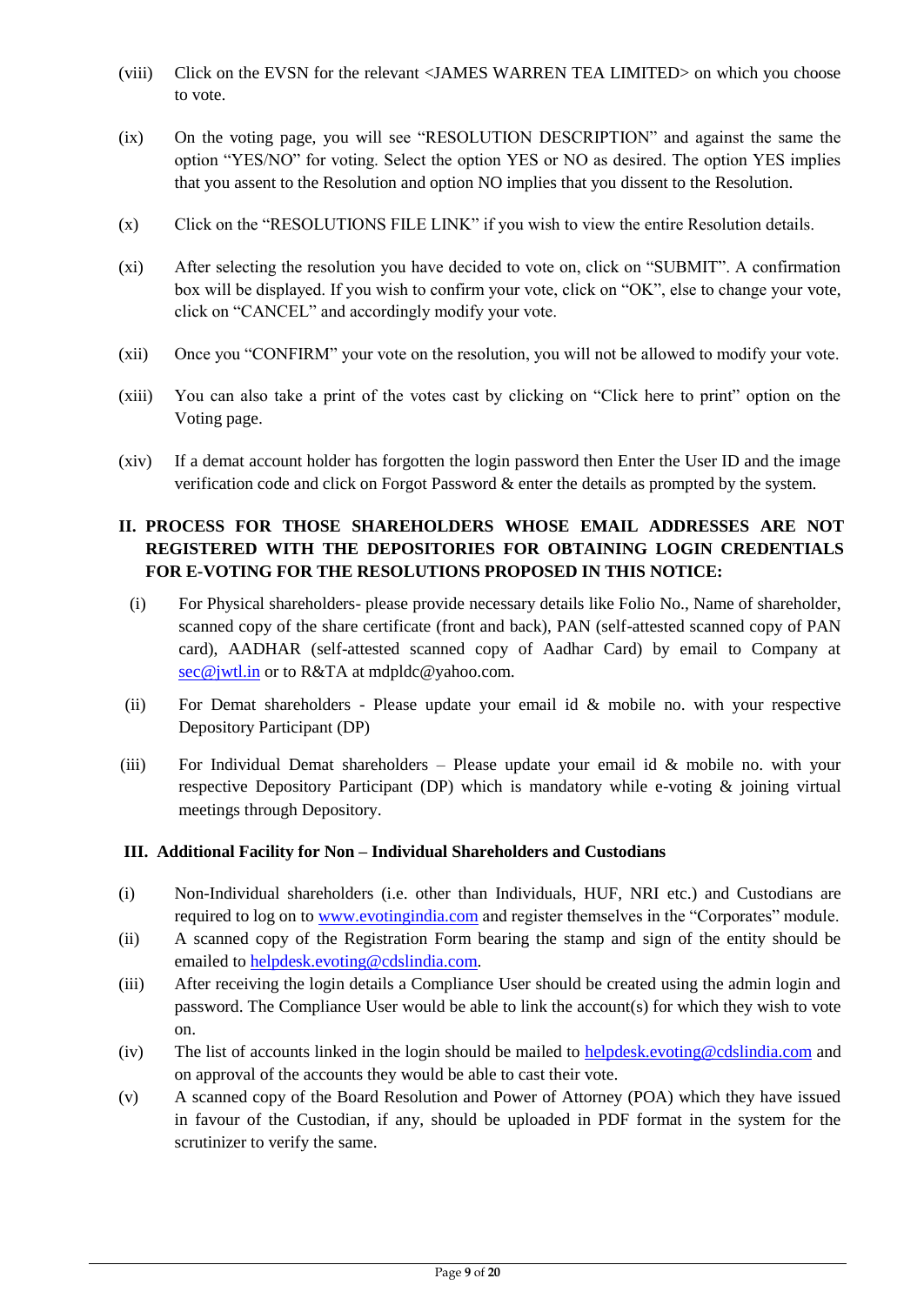(viii) Click on the EVSN for the relevant <JAMES WARREN TEA LIMITED> on which you choose to vote.

(ix) On the voting page, you will see "RESOLUTION DESCRIPTION" and against the same the option "YES/NO" for voting. Select the option YES or NO as desired. The option YES implies that you assent to the Resolution and option NO implies that you dissent to the Resolution.

(x) Click on the "RESOLUTIONS FILE LINK" if you wish to view the entire Resolution details.

(xi) After selecting the resolution you have decided to vote on, click on "SUBMIT". A confirmation box will be displayed. If you wish to confirm your vote, click on "OK", else to change your vote, click on "CANCEL" and accordingly modify your vote.

(xii) Once you "CONFIRM" your vote on the resolution, you will not be allowed to modify your vote.

(xiii) You can also take a print of the votes cast by clicking on "Click here to print" option on the Voting page.

(xiv) If a demat account holder has forgotten the login password then Enter the User ID and the image verification code and click on Forgot Password & enter the details as prompted by the system.

**II. PROCESS FOR THOSE SHAREHOLDERS WHOSE EMAIL ADDRESSES ARE NOT REGISTERED WITH THE DEPOSITORIES FOR OBTAINING LOGIN CREDENTIALS FOR E-VOTING FOR THE RESOLUTIONS PROPOSED IN THIS NOTICE:**

(i) For Physical shareholders- please provide necessary details like Folio No., Name of shareholder, scanned copy of the share certificate (front and back), PAN (self-attested scanned copy of PAN card), AADHAR (self-attested scanned copy of Aadhar Card) by email to Company at sec@jwtl.in or to R&TA at mdpldc@yahoo.com.

(ii) For Demat shareholders - Please update your email id & mobile no. with your respective Depository Participant (DP)

(iii) For Individual Demat shareholders – Please update your email id & mobile no. with your respective Depository Participant (DP) which is mandatory while e-voting & joining virtual meetings through Depository.

**III. Additional Facility for Non – Individual Shareholders and Custodians**

(i) Non-Individual shareholders (i.e. other than Individuals, HUF, NRI etc.) and Custodians are required to log on to www.evotingindia.com and register themselves in the "Corporates" module.

(ii) A scanned copy of the Registration Form bearing the stamp and sign of the entity should be emailed to helpdesk.evoting@cdslindia.com.

(iii) After receiving the login details a Compliance User should be created using the admin login and password. The Compliance User would be able to link the account(s) for which they wish to vote on.

(iv) The list of accounts linked in the login should be mailed to helpdesk.evoting@cdslindia.com and on approval of the accounts they would be able to cast their vote.

(v) A scanned copy of the Board Resolution and Power of Attorney (POA) which they have issued in favour of the Custodian, if any, should be uploaded in PDF format in the system for the scrutinizer to verify the same.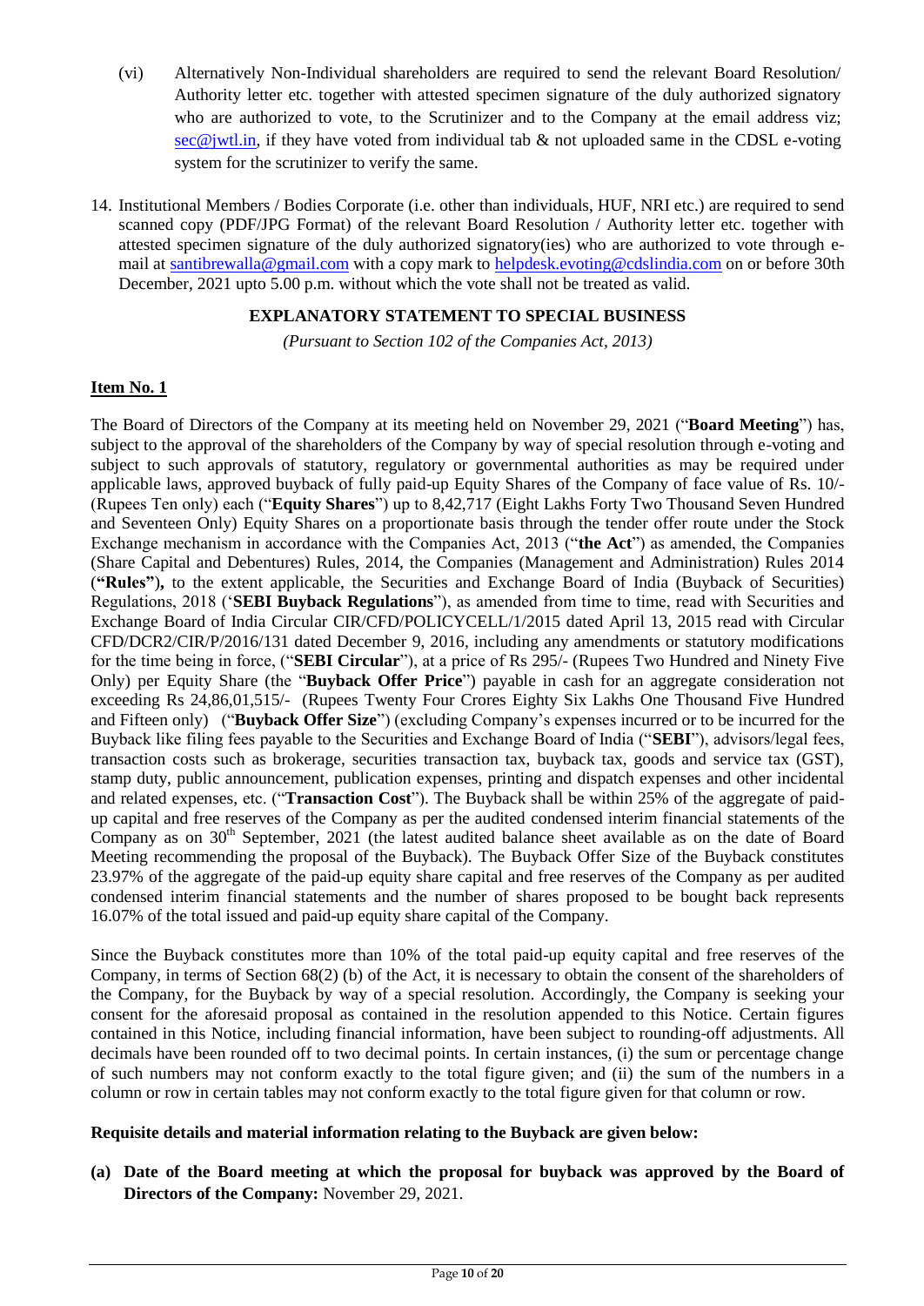(vi) Alternatively Non-Individual shareholders are required to send the relevant Board Resolution/ Authority letter etc. together with attested specimen signature of the duly authorized signatory who are authorized to vote, to the Scrutinizer and to the Company at the email address viz; sec@jwtl.in, if they have voted from individual tab & not uploaded same in the CDSL e-voting system for the scrutinizer to verify the same.

14. Institutional Members / Bodies Corporate (i.e. other than individuals, HUF, NRI etc.) are required to send scanned copy (PDF/JPG Format) of the relevant Board Resolution / Authority letter etc. together with attested specimen signature of the duly authorized signatory(ies) who are authorized to vote through e-mail at santibrewalla@gmail.com with a copy mark to helpdesk.evoting@cdslindia.com on or before 30th December, 2021 upto 5.00 p.m. without which the vote shall not be treated as valid.

## EXPLANATORY STATEMENT TO SPECIAL BUSINESS

*(Pursuant to Section 102 of the Companies Act, 2013)*

**Item No. 1**

The Board of Directors of the Company at its meeting held on November 29, 2021 ("**Board Meeting**") has, subject to the approval of the shareholders of the Company by way of special resolution through e-voting and subject to such approvals of statutory, regulatory or governmental authorities as may be required under applicable laws, approved buyback of fully paid-up Equity Shares of the Company of face value of Rs. 10/- (Rupees Ten only) each ("**Equity Shares**") up to 8,42,717 (Eight Lakhs Forty Two Thousand Seven Hundred and Seventeen Only) Equity Shares on a proportionate basis through the tender offer route under the Stock Exchange mechanism in accordance with the Companies Act, 2013 ("**the Act**") as amended, the Companies (Share Capital and Debentures) Rules, 2014, the Companies (Management and Administration) Rules 2014 (**"Rules"),** to the extent applicable, the Securities and Exchange Board of India (Buyback of Securities) Regulations, 2018 ('**SEBI Buyback Regulations**"), as amended from time to time, read with Securities and Exchange Board of India Circular CIR/CFD/POLICYCELL/1/2015 dated April 13, 2015 read with Circular CFD/DCR2/CIR/P/2016/131 dated December 9, 2016, including any amendments or statutory modifications for the time being in force, ("**SEBI Circular**"), at a price of Rs 295/- (Rupees Two Hundred and Ninety Five Only) per Equity Share (the "**Buyback Offer Price**") payable in cash for an aggregate consideration not exceeding Rs 24,86,01,515/- (Rupees Twenty Four Crores Eighty Six Lakhs One Thousand Five Hundred and Fifteen only) ("**Buyback Offer Size**") (excluding Company's expenses incurred or to be incurred for the Buyback like filing fees payable to the Securities and Exchange Board of India ("**SEBI**"), advisors/legal fees, transaction costs such as brokerage, securities transaction tax, buyback tax, goods and service tax (GST), stamp duty, public announcement, publication expenses, printing and dispatch expenses and other incidental and related expenses, etc. ("**Transaction Cost**"). The Buyback shall be within 25% of the aggregate of paid-up capital and free reserves of the Company as per the audited condensed interim financial statements of the Company as on 30th September, 2021 (the latest audited balance sheet available as on the date of Board Meeting recommending the proposal of the Buyback). The Buyback Offer Size of the Buyback constitutes 23.97% of the aggregate of the paid-up equity share capital and free reserves of the Company as per audited condensed interim financial statements and the number of shares proposed to be bought back represents 16.07% of the total issued and paid-up equity share capital of the Company.

Since the Buyback constitutes more than 10% of the total paid-up equity capital and free reserves of the Company, in terms of Section 68(2) (b) of the Act, it is necessary to obtain the consent of the shareholders of the Company, for the Buyback by way of a special resolution. Accordingly, the Company is seeking your consent for the aforesaid proposal as contained in the resolution appended to this Notice. Certain figures contained in this Notice, including financial information, have been subject to rounding-off adjustments. All decimals have been rounded off to two decimal points. In certain instances, (i) the sum or percentage change of such numbers may not conform exactly to the total figure given; and (ii) the sum of the numbers in a column or row in certain tables may not conform exactly to the total figure given for that column or row.

**Requisite details and material information relating to the Buyback are given below:**

**(a) Date of the Board meeting at which the proposal for buyback was approved by the Board of Directors of the Company:** November 29, 2021.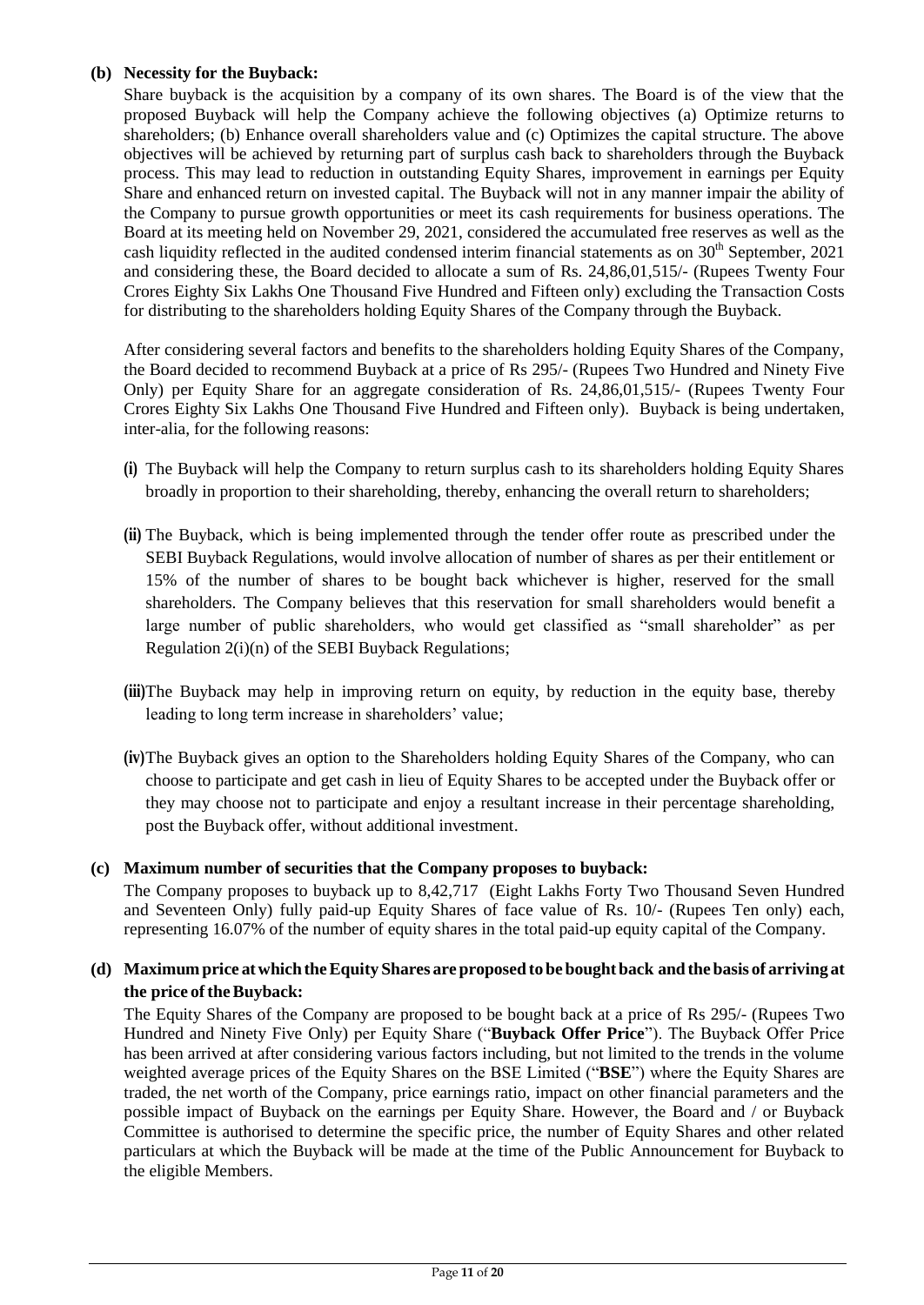**(b) Necessity for the Buyback:**

Share buyback is the acquisition by a company of its own shares. The Board is of the view that the proposed Buyback will help the Company achieve the following objectives (a) Optimize returns to shareholders; (b) Enhance overall shareholders value and (c) Optimizes the capital structure. The above objectives will be achieved by returning part of surplus cash back to shareholders through the Buyback process. This may lead to reduction in outstanding Equity Shares, improvement in earnings per Equity Share and enhanced return on invested capital. The Buyback will not in any manner impair the ability of the Company to pursue growth opportunities or meet its cash requirements for business operations. The Board at its meeting held on November 29, 2021, considered the accumulated free reserves as well as the cash liquidity reflected in the audited condensed interim financial statements as on 30th September, 2021 and considering these, the Board decided to allocate a sum of Rs. 24,86,01,515/- (Rupees Twenty Four Crores Eighty Six Lakhs One Thousand Five Hundred and Fifteen only) excluding the Transaction Costs for distributing to the shareholders holding Equity Shares of the Company through the Buyback.

After considering several factors and benefits to the shareholders holding Equity Shares of the Company, the Board decided to recommend Buyback at a price of Rs 295/- (Rupees Two Hundred and Ninety Five Only) per Equity Share for an aggregate consideration of Rs. 24,86,01,515/- (Rupees Twenty Four Crores Eighty Six Lakhs One Thousand Five Hundred and Fifteen only). Buyback is being undertaken, inter-alia, for the following reasons:

(i) The Buyback will help the Company to return surplus cash to its shareholders holding Equity Shares broadly in proportion to their shareholding, thereby, enhancing the overall return to shareholders;

(ii) The Buyback, which is being implemented through the tender offer route as prescribed under the SEBI Buyback Regulations, would involve allocation of number of shares as per their entitlement or 15% of the number of shares to be bought back whichever is higher, reserved for the small shareholders. The Company believes that this reservation for small shareholders would benefit a large number of public shareholders, who would get classified as "small shareholder" as per Regulation 2(i)(n) of the SEBI Buyback Regulations;

(iii) The Buyback may help in improving return on equity, by reduction in the equity base, thereby leading to long term increase in shareholders' value;

(iv) The Buyback gives an option to the Shareholders holding Equity Shares of the Company, who can choose to participate and get cash in lieu of Equity Shares to be accepted under the Buyback offer or they may choose not to participate and enjoy a resultant increase in their percentage shareholding, post the Buyback offer, without additional investment.

**(c) Maximum number of securities that the Company proposes to buyback:**

The Company proposes to buyback up to 8,42,717 (Eight Lakhs Forty Two Thousand Seven Hundred and Seventeen Only) fully paid-up Equity Shares of face value of Rs. 10/- (Rupees Ten only) each, representing 16.07% of the number of equity shares in the total paid-up equity capital of the Company.

**(d) Maximum price at which the Equity Shares are proposed to be bought back and the basis of arriving at the price of the Buyback:**

The Equity Shares of the Company are proposed to be bought back at a price of Rs 295/- (Rupees Two Hundred and Ninety Five Only) per Equity Share ("**Buyback Offer Price**"). The Buyback Offer Price has been arrived at after considering various factors including, but not limited to the trends in the volume weighted average prices of the Equity Shares on the BSE Limited ("**BSE**") where the Equity Shares are traded, the net worth of the Company, price earnings ratio, impact on other financial parameters and the possible impact of Buyback on the earnings per Equity Share. However, the Board and / or Buyback Committee is authorised to determine the specific price, the number of Equity Shares and other related particulars at which the Buyback will be made at the time of the Public Announcement for Buyback to the eligible Members.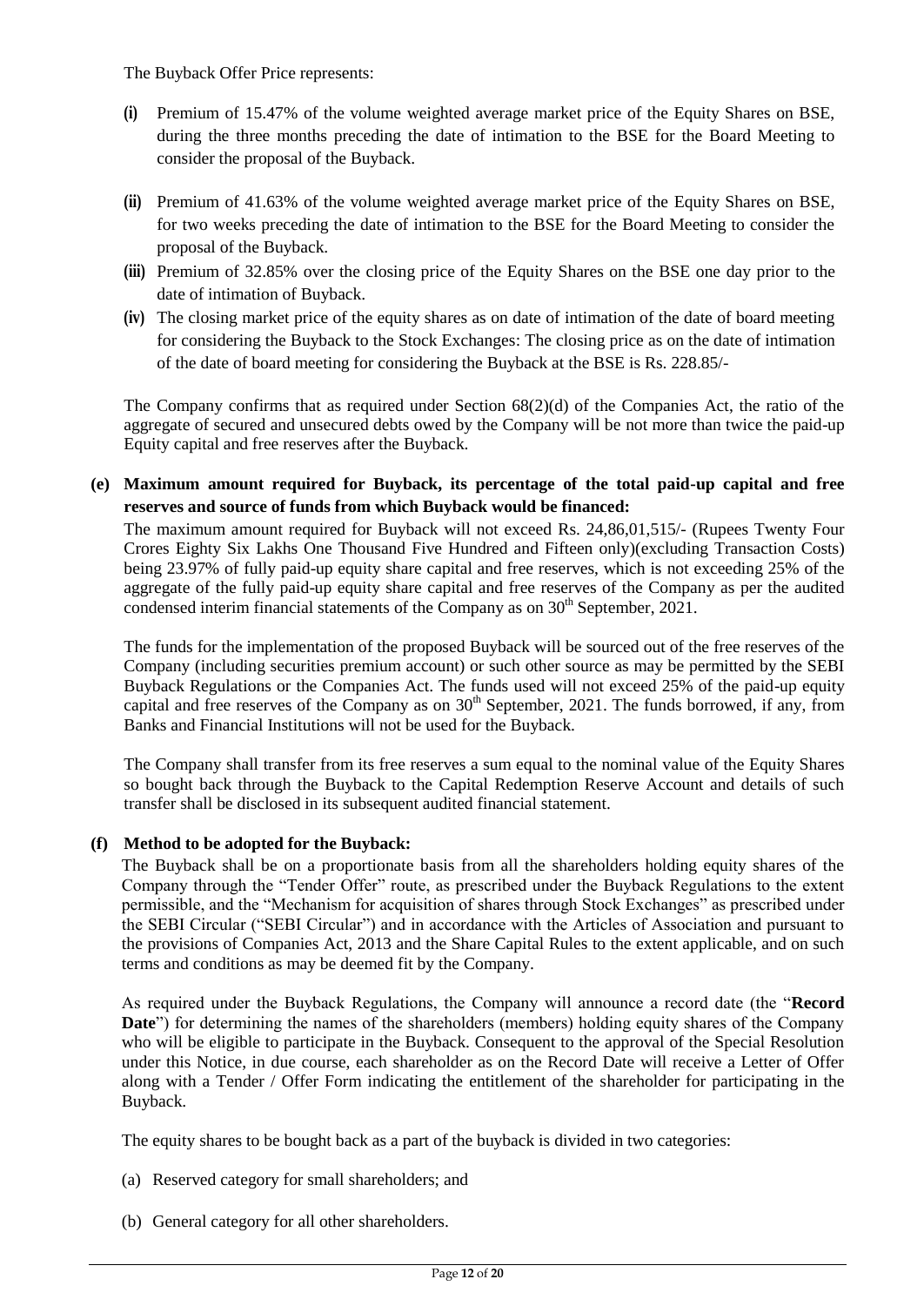The Buyback Offer Price represents:

- **(i)** Premium of 15.47% of the volume weighted average market price of the Equity Shares on BSE, during the three months preceding the date of intimation to the BSE for the Board Meeting to consider the proposal of the Buyback.
- **(ii)** Premium of 41.63% of the volume weighted average market price of the Equity Shares on BSE, for two weeks preceding the date of intimation to the BSE for the Board Meeting to consider the proposal of the Buyback.
- **(iii)** Premium of 32.85% over the closing price of the Equity Shares on the BSE one day prior to the date of intimation of Buyback.
- **(iv)** The closing market price of the equity shares as on date of intimation of the date of board meeting for considering the Buyback to the Stock Exchanges: The closing price as on the date of intimation of the date of board meeting for considering the Buyback at the BSE is Rs. 228.85/-

The Company confirms that as required under Section 68(2)(d) of the Companies Act, the ratio of the aggregate of secured and unsecured debts owed by the Company will be not more than twice the paid-up Equity capital and free reserves after the Buyback.

**(e) Maximum amount required for Buyback, its percentage of the total paid-up capital and free reserves and source of funds from which Buyback would be financed:**

The maximum amount required for Buyback will not exceed Rs. 24,86,01,515/- (Rupees Twenty Four Crores Eighty Six Lakhs One Thousand Five Hundred and Fifteen only)(excluding Transaction Costs) being 23.97% of fully paid-up equity share capital and free reserves, which is not exceeding 25% of the aggregate of the fully paid-up equity share capital and free reserves of the Company as per the audited condensed interim financial statements of the Company as on 30th September, 2021.

The funds for the implementation of the proposed Buyback will be sourced out of the free reserves of the Company (including securities premium account) or such other source as may be permitted by the SEBI Buyback Regulations or the Companies Act. The funds used will not exceed 25% of the paid-up equity capital and free reserves of the Company as on 30th September, 2021. The funds borrowed, if any, from Banks and Financial Institutions will not be used for the Buyback.

The Company shall transfer from its free reserves a sum equal to the nominal value of the Equity Shares so bought back through the Buyback to the Capital Redemption Reserve Account and details of such transfer shall be disclosed in its subsequent audited financial statement.

**(f) Method to be adopted for the Buyback:**

The Buyback shall be on a proportionate basis from all the shareholders holding equity shares of the Company through the "Tender Offer" route, as prescribed under the Buyback Regulations to the extent permissible, and the "Mechanism for acquisition of shares through Stock Exchanges" as prescribed under the SEBI Circular ("SEBI Circular") and in accordance with the Articles of Association and pursuant to the provisions of Companies Act, 2013 and the Share Capital Rules to the extent applicable, and on such terms and conditions as may be deemed fit by the Company.

As required under the Buyback Regulations, the Company will announce a record date (the "**Record Date**") for determining the names of the shareholders (members) holding equity shares of the Company who will be eligible to participate in the Buyback. Consequent to the approval of the Special Resolution under this Notice, in due course, each shareholder as on the Record Date will receive a Letter of Offer along with a Tender / Offer Form indicating the entitlement of the shareholder for participating in the Buyback.

The equity shares to be bought back as a part of the buyback is divided in two categories:

(a) Reserved category for small shareholders; and

(b) General category for all other shareholders.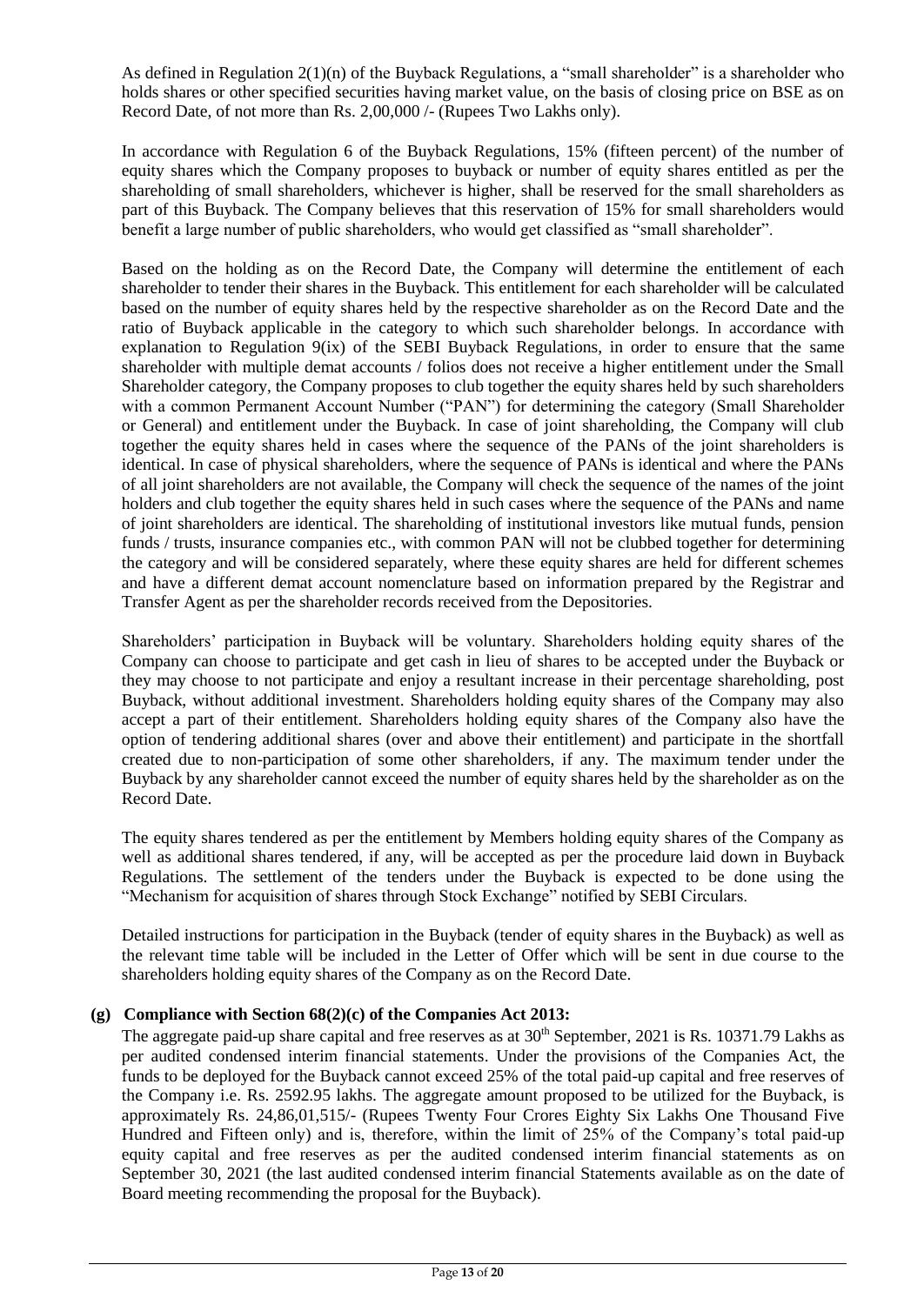As defined in Regulation 2(1)(n) of the Buyback Regulations, a "small shareholder" is a shareholder who holds shares or other specified securities having market value, on the basis of closing price on BSE as on Record Date, of not more than Rs. 2,00,000 /- (Rupees Two Lakhs only).

In accordance with Regulation 6 of the Buyback Regulations, 15% (fifteen percent) of the number of equity shares which the Company proposes to buyback or number of equity shares entitled as per the shareholding of small shareholders, whichever is higher, shall be reserved for the small shareholders as part of this Buyback. The Company believes that this reservation of 15% for small shareholders would benefit a large number of public shareholders, who would get classified as "small shareholder".

Based on the holding as on the Record Date, the Company will determine the entitlement of each shareholder to tender their shares in the Buyback. This entitlement for each shareholder will be calculated based on the number of equity shares held by the respective shareholder as on the Record Date and the ratio of Buyback applicable in the category to which such shareholder belongs. In accordance with explanation to Regulation 9(ix) of the SEBI Buyback Regulations, in order to ensure that the same shareholder with multiple demat accounts / folios does not receive a higher entitlement under the Small Shareholder category, the Company proposes to club together the equity shares held by such shareholders with a common Permanent Account Number ("PAN") for determining the category (Small Shareholder or General) and entitlement under the Buyback. In case of joint shareholding, the Company will club together the equity shares held in cases where the sequence of the PANs of the joint shareholders is identical. In case of physical shareholders, where the sequence of PANs is identical and where the PANs of all joint shareholders are not available, the Company will check the sequence of the names of the joint holders and club together the equity shares held in such cases where the sequence of the PANs and name of joint shareholders are identical. The shareholding of institutional investors like mutual funds, pension funds / trusts, insurance companies etc., with common PAN will not be clubbed together for determining the category and will be considered separately, where these equity shares are held for different schemes and have a different demat account nomenclature based on information prepared by the Registrar and Transfer Agent as per the shareholder records received from the Depositories.

Shareholders' participation in Buyback will be voluntary. Shareholders holding equity shares of the Company can choose to participate and get cash in lieu of shares to be accepted under the Buyback or they may choose to not participate and enjoy a resultant increase in their percentage shareholding, post Buyback, without additional investment. Shareholders holding equity shares of the Company may also accept a part of their entitlement. Shareholders holding equity shares of the Company also have the option of tendering additional shares (over and above their entitlement) and participate in the shortfall created due to non-participation of some other shareholders, if any. The maximum tender under the Buyback by any shareholder cannot exceed the number of equity shares held by the shareholder as on the Record Date.

The equity shares tendered as per the entitlement by Members holding equity shares of the Company as well as additional shares tendered, if any, will be accepted as per the procedure laid down in Buyback Regulations. The settlement of the tenders under the Buyback is expected to be done using the "Mechanism for acquisition of shares through Stock Exchange" notified by SEBI Circulars.

Detailed instructions for participation in the Buyback (tender of equity shares in the Buyback) as well as the relevant time table will be included in the Letter of Offer which will be sent in due course to the shareholders holding equity shares of the Company as on the Record Date.

**(g) Compliance with Section 68(2)(c) of the Companies Act 2013:**

The aggregate paid-up share capital and free reserves as at 30th September, 2021 is Rs. 10371.79 Lakhs as per audited condensed interim financial statements. Under the provisions of the Companies Act, the funds to be deployed for the Buyback cannot exceed 25% of the total paid-up capital and free reserves of the Company i.e. Rs. 2592.95 lakhs. The aggregate amount proposed to be utilized for the Buyback, is approximately Rs. 24,86,01,515/- (Rupees Twenty Four Crores Eighty Six Lakhs One Thousand Five Hundred and Fifteen only) and is, therefore, within the limit of 25% of the Company's total paid-up equity capital and free reserves as per the audited condensed interim financial statements as on September 30, 2021 (the last audited condensed interim financial Statements available as on the date of Board meeting recommending the proposal for the Buyback).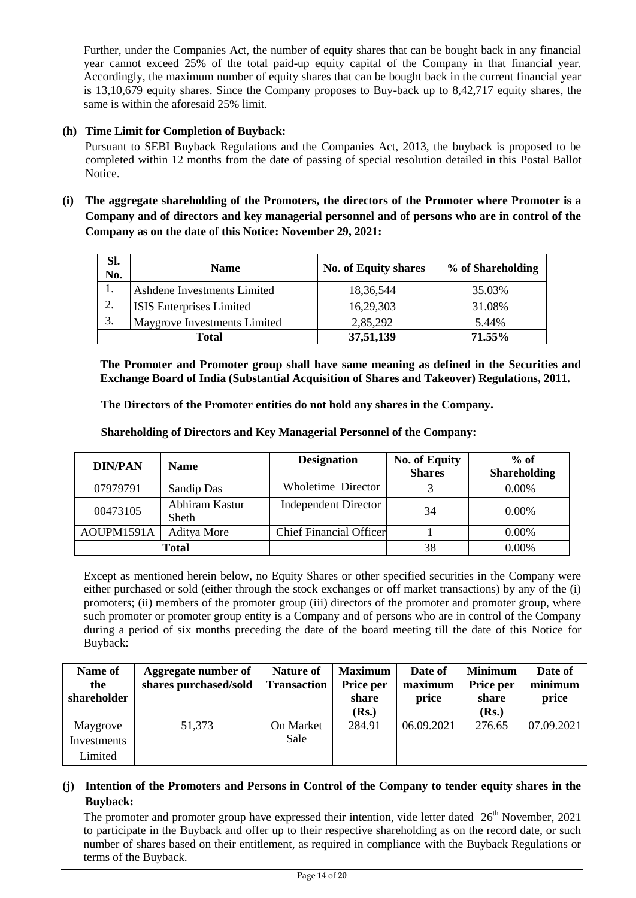Further, under the Companies Act, the number of equity shares that can be bought back in any financial year cannot exceed 25% of the total paid-up equity capital of the Company in that financial year. Accordingly, the maximum number of equity shares that can be bought back in the current financial year is 13,10,679 equity shares. Since the Company proposes to Buy-back up to 8,42,717 equity shares, the same is within the aforesaid 25% limit.

**(h) Time Limit for Completion of Buyback:**

Pursuant to SEBI Buyback Regulations and the Companies Act, 2013, the buyback is proposed to be completed within 12 months from the date of passing of special resolution detailed in this Postal Ballot Notice.

**(i) The aggregate shareholding of the Promoters, the directors of the Promoter where Promoter is a Company and of directors and key managerial personnel and of persons who are in control of the Company as on the date of this Notice: November 29, 2021:**

| Sl. No. | Name | No. of Equity shares | % of Shareholding |
|---|---|---|---|
| 1. | Ashdene Investments Limited | 18,36,544 | 35.03% |
| 2. | ISIS Enterprises Limited | 16,29,303 | 31.08% |
| 3. | Maygrove Investments Limited | 2,85,292 | 5.44% |
| | **Total** | **37,51,139** | **71.55%** |

**The Promoter and Promoter group shall have same meaning as defined in the Securities and Exchange Board of India (Substantial Acquisition of Shares and Takeover) Regulations, 2011.**

**The Directors of the Promoter entities do not hold any shares in the Company.**

**Shareholding of Directors and Key Managerial Personnel of the Company:**

| DIN/PAN | Name | Designation | No. of Equity Shares | % of Shareholding |
|---|---|---|---|---|
| 07979791 | Sandip Das | Wholetime Director | 3 | 0.00% |
| 00473105 | Abhiram Kastur Sheth | Independent Director | 34 | 0.00% |
| AOUPM1591A | Aditya More | Chief Financial Officer | 1 | 0.00% |
| **Total** | | | 38 | 0.00% |

Except as mentioned herein below, no Equity Shares or other specified securities in the Company were either purchased or sold (either through the stock exchanges or off market transactions) by any of the (i) promoters; (ii) members of the promoter group (iii) directors of the promoter and promoter group, where such promoter or promoter group entity is a Company and of persons who are in control of the Company during a period of six months preceding the date of the board meeting till the date of this Notice for Buyback:

| Name of the shareholder | Aggregate number of shares purchased/sold | Nature of Transaction | Maximum Price per share (Rs.) | Date of maximum price | Minimum Price per share (Rs.) | Date of minimum price |
|---|---|---|---|---|---|---|
| Maygrove Investments Limited | 51,373 | On Market Sale | 284.91 | 06.09.2021 | 276.65 | 07.09.2021 |

**(j) Intention of the Promoters and Persons in Control of the Company to tender equity shares in the Buyback:**

The promoter and promoter group have expressed their intention, vide letter dated 26th November, 2021 to participate in the Buyback and offer up to their respective shareholding as on the record date, or such number of shares based on their entitlement, as required in compliance with the Buyback Regulations or terms of the Buyback.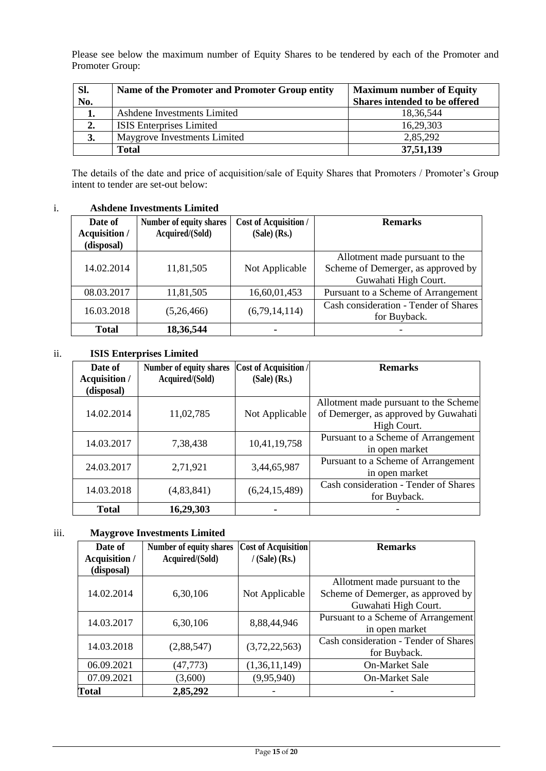Please see below the maximum number of Equity Shares to be tendered by each of the Promoter and Promoter Group:

| Sl. No. | Name of the Promoter and Promoter Group entity | Maximum number of Equity Shares intended to be offered |
|---|---|---|
| 1. | Ashdene Investments Limited | 18,36,544 |
| 2. | ISIS Enterprises Limited | 16,29,303 |
| 3. | Maygrove Investments Limited | 2,85,292 |
| | **Total** | **37,51,139** |

The details of the date and price of acquisition/sale of Equity Shares that Promoters / Promoter's Group intent to tender are set-out below:

i. **Ashdene Investments Limited**

| Date of Acquisition / (disposal) | Number of equity shares Acquired/(Sold) | Cost of Acquisition / (Sale) (Rs.) | Remarks |
|---|---|---|---|
| 14.02.2014 | 11,81,505 | Not Applicable | Allotment made pursuant to the Scheme of Demerger, as approved by Guwahati High Court. |
| 08.03.2017 | 11,81,505 | 16,60,01,453 | Pursuant to a Scheme of Arrangement |
| 16.03.2018 | (5,26,466) | (6,79,14,114) | Cash consideration - Tender of Shares for Buyback. |
| **Total** | **18,36,544** | - | - |

ii. **ISIS Enterprises Limited**

| Date of Acquisition / (disposal) | Number of equity shares Acquired/(Sold) | Cost of Acquisition / (Sale) (Rs.) | Remarks |
|---|---|---|---|
| 14.02.2014 | 11,02,785 | Not Applicable | Allotment made pursuant to the Scheme of Demerger, as approved by Guwahati High Court. |
| 14.03.2017 | 7,38,438 | 10,41,19,758 | Pursuant to a Scheme of Arrangement in open market |
| 24.03.2017 | 2,71,921 | 3,44,65,987 | Pursuant to a Scheme of Arrangement in open market |
| 14.03.2018 | (4,83,841) | (6,24,15,489) | Cash consideration - Tender of Shares for Buyback. |
| **Total** | **16,29,303** | - | - |

iii. **Maygrove Investments Limited**

| Date of Acquisition / (disposal) | Number of equity shares Acquired/(Sold) | Cost of Acquisition / (Sale) (Rs.) | Remarks |
|---|---|---|---|
| 14.02.2014 | 6,30,106 | Not Applicable | Allotment made pursuant to the Scheme of Demerger, as approved by Guwahati High Court. |
| 14.03.2017 | 6,30,106 | 8,88,44,946 | Pursuant to a Scheme of Arrangement in open market |
| 14.03.2018 | (2,88,547) | (3,72,22,563) | Cash consideration - Tender of Shares for Buyback. |
| 06.09.2021 | (47,773) | (1,36,11,149) | On-Market Sale |
| 07.09.2021 | (3,600) | (9,95,940) | On-Market Sale |
| **Total** | **2,85,292** | - | - |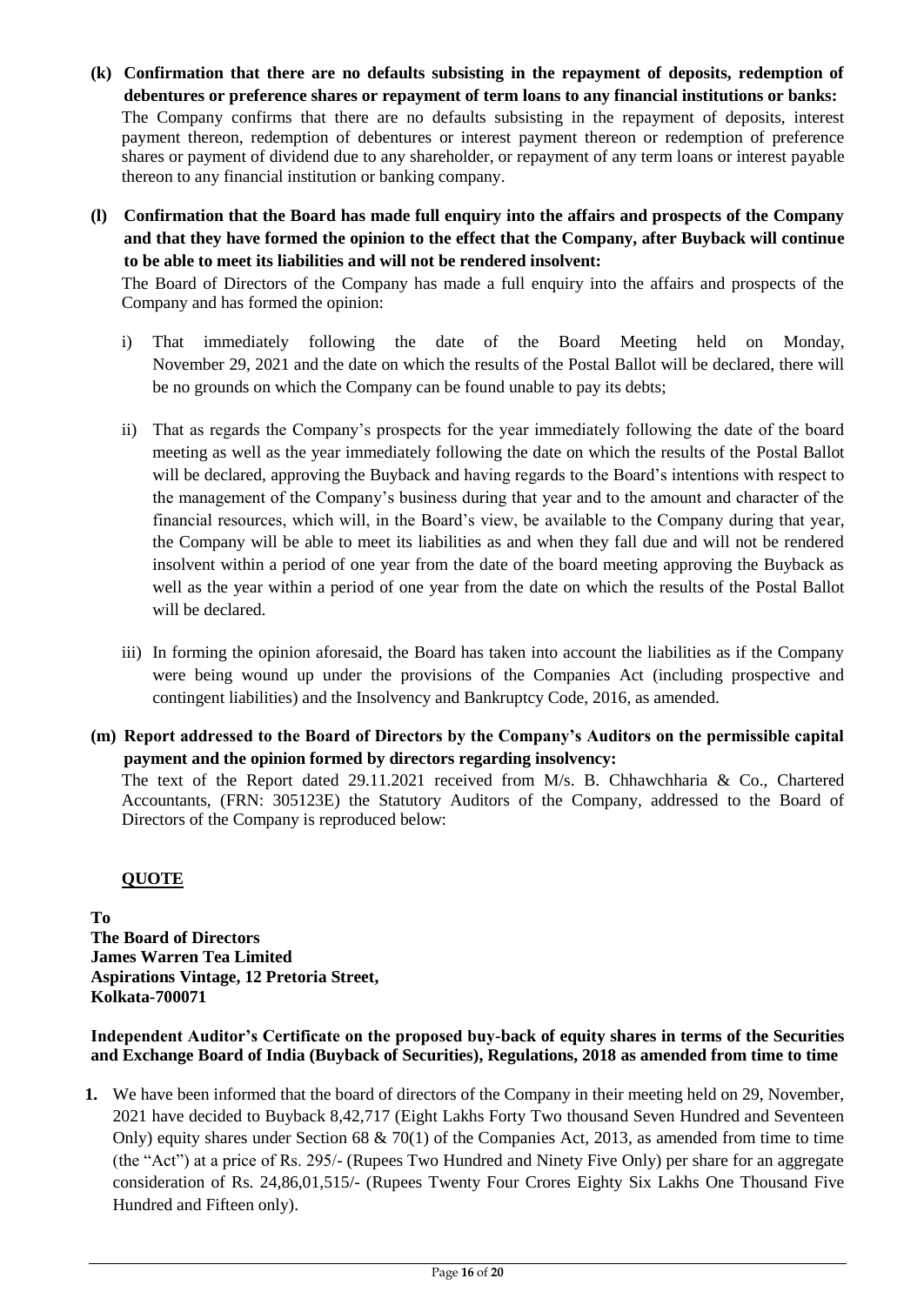**(k) Confirmation that there are no defaults subsisting in the repayment of deposits, redemption of debentures or preference shares or repayment of term loans to any financial institutions or banks:**

The Company confirms that there are no defaults subsisting in the repayment of deposits, interest payment thereon, redemption of debentures or interest payment thereon or redemption of preference shares or payment of dividend due to any shareholder, or repayment of any term loans or interest payable thereon to any financial institution or banking company.

**(l) Confirmation that the Board has made full enquiry into the affairs and prospects of the Company and that they have formed the opinion to the effect that the Company, after Buyback will continue to be able to meet its liabilities and will not be rendered insolvent:**

The Board of Directors of the Company has made a full enquiry into the affairs and prospects of the Company and has formed the opinion:

i) That immediately following the date of the Board Meeting held on Monday, November 29, 2021 and the date on which the results of the Postal Ballot will be declared, there will be no grounds on which the Company can be found unable to pay its debts;

ii) That as regards the Company's prospects for the year immediately following the date of the board meeting as well as the year immediately following the date on which the results of the Postal Ballot will be declared, approving the Buyback and having regards to the Board's intentions with respect to the management of the Company's business during that year and to the amount and character of the financial resources, which will, in the Board's view, be available to the Company during that year, the Company will be able to meet its liabilities as and when they fall due and will not be rendered insolvent within a period of one year from the date of the board meeting approving the Buyback as well as the year within a period of one year from the date on which the results of the Postal Ballot will be declared.

iii) In forming the opinion aforesaid, the Board has taken into account the liabilities as if the Company were being wound up under the provisions of the Companies Act (including prospective and contingent liabilities) and the Insolvency and Bankruptcy Code, 2016, as amended.

**(m) Report addressed to the Board of Directors by the Company's Auditors on the permissible capital payment and the opinion formed by directors regarding insolvency:**

The text of the Report dated 29.11.2021 received from M/s. B. Chhawchharia & Co., Chartered Accountants, (FRN: 305123E) the Statutory Auditors of the Company, addressed to the Board of Directors of the Company is reproduced below:

**QUOTE**

**To**
**The Board of Directors**
**James Warren Tea Limited**
**Aspirations Vintage, 12 Pretoria Street,**
**Kolkata-700071**

**Independent Auditor's Certificate on the proposed buy-back of equity shares in terms of the Securities and Exchange Board of India (Buyback of Securities), Regulations, 2018 as amended from time to time**

1. We have been informed that the board of directors of the Company in their meeting held on 29, November, 2021 have decided to Buyback 8,42,717 (Eight Lakhs Forty Two thousand Seven Hundred and Seventeen Only) equity shares under Section 68 & 70(1) of the Companies Act, 2013, as amended from time to time (the "Act") at a price of Rs. 295/- (Rupees Two Hundred and Ninety Five Only) per share for an aggregate consideration of Rs. 24,86,01,515/- (Rupees Twenty Four Crores Eighty Six Lakhs One Thousand Five Hundred and Fifteen only).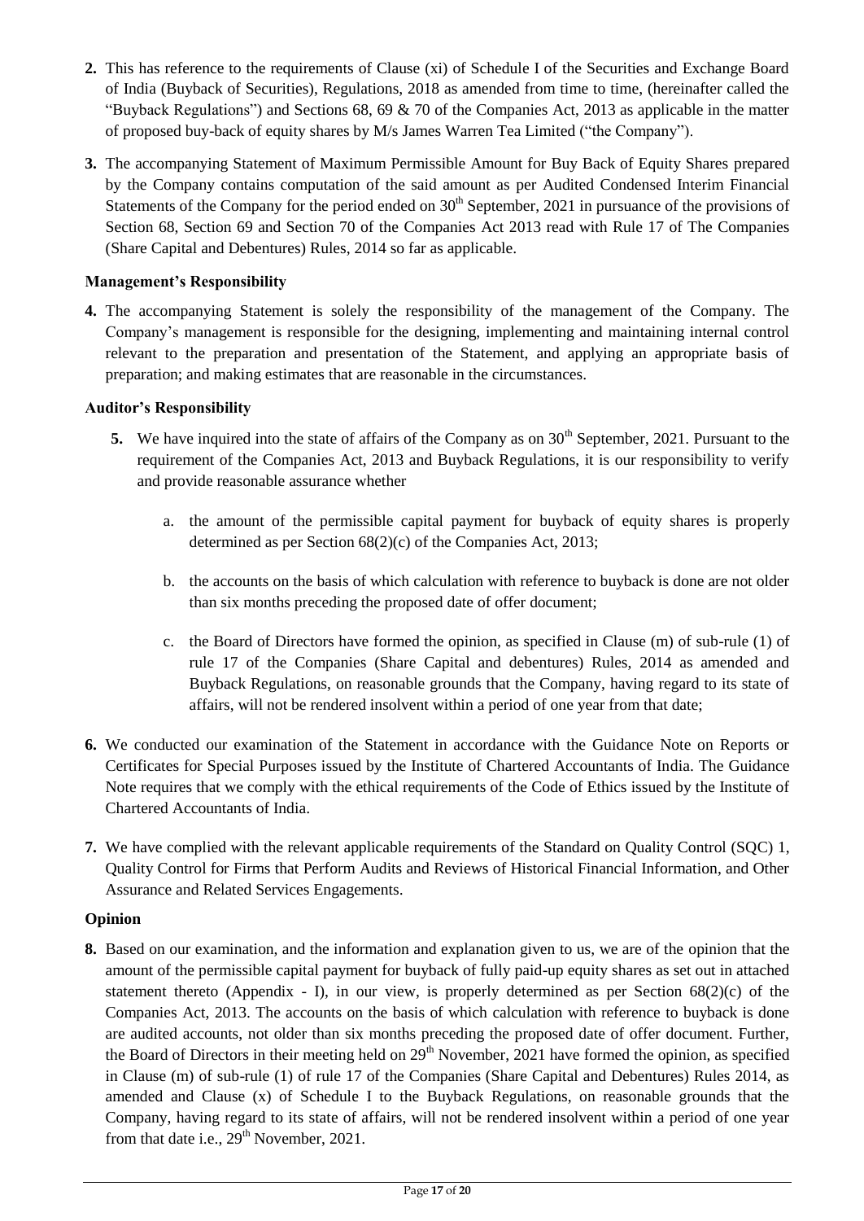**2.** This has reference to the requirements of Clause (xi) of Schedule I of the Securities and Exchange Board of India (Buyback of Securities), Regulations, 2018 as amended from time to time, (hereinafter called the "Buyback Regulations") and Sections 68, 69 & 70 of the Companies Act, 2013 as applicable in the matter of proposed buy-back of equity shares by M/s James Warren Tea Limited ("the Company").

**3.** The accompanying Statement of Maximum Permissible Amount for Buy Back of Equity Shares prepared by the Company contains computation of the said amount as per Audited Condensed Interim Financial Statements of the Company for the period ended on 30th September, 2021 in pursuance of the provisions of Section 68, Section 69 and Section 70 of the Companies Act 2013 read with Rule 17 of The Companies (Share Capital and Debentures) Rules, 2014 so far as applicable.

**Management's Responsibility**

**4.** The accompanying Statement is solely the responsibility of the management of the Company. The Company's management is responsible for the designing, implementing and maintaining internal control relevant to the preparation and presentation of the Statement, and applying an appropriate basis of preparation; and making estimates that are reasonable in the circumstances.

**Auditor's Responsibility**

**5.** We have inquired into the state of affairs of the Company as on 30th September, 2021. Pursuant to the requirement of the Companies Act, 2013 and Buyback Regulations, it is our responsibility to verify and provide reasonable assurance whether

a. the amount of the permissible capital payment for buyback of equity shares is properly determined as per Section 68(2)(c) of the Companies Act, 2013;

b. the accounts on the basis of which calculation with reference to buyback is done are not older than six months preceding the proposed date of offer document;

c. the Board of Directors have formed the opinion, as specified in Clause (m) of sub-rule (1) of rule 17 of the Companies (Share Capital and debentures) Rules, 2014 as amended and Buyback Regulations, on reasonable grounds that the Company, having regard to its state of affairs, will not be rendered insolvent within a period of one year from that date;

**6.** We conducted our examination of the Statement in accordance with the Guidance Note on Reports or Certificates for Special Purposes issued by the Institute of Chartered Accountants of India. The Guidance Note requires that we comply with the ethical requirements of the Code of Ethics issued by the Institute of Chartered Accountants of India.

**7.** We have complied with the relevant applicable requirements of the Standard on Quality Control (SQC) 1, Quality Control for Firms that Perform Audits and Reviews of Historical Financial Information, and Other Assurance and Related Services Engagements.

**Opinion**

**8.** Based on our examination, and the information and explanation given to us, we are of the opinion that the amount of the permissible capital payment for buyback of fully paid-up equity shares as set out in attached statement thereto (Appendix - I), in our view, is properly determined as per Section 68(2)(c) of the Companies Act, 2013. The accounts on the basis of which calculation with reference to buyback is done are audited accounts, not older than six months preceding the proposed date of offer document. Further, the Board of Directors in their meeting held on 29th November, 2021 have formed the opinion, as specified in Clause (m) of sub-rule (1) of rule 17 of the Companies (Share Capital and Debentures) Rules 2014, as amended and Clause (x) of Schedule I to the Buyback Regulations, on reasonable grounds that the Company, having regard to its state of affairs, will not be rendered insolvent within a period of one year from that date i.e., 29th November, 2021.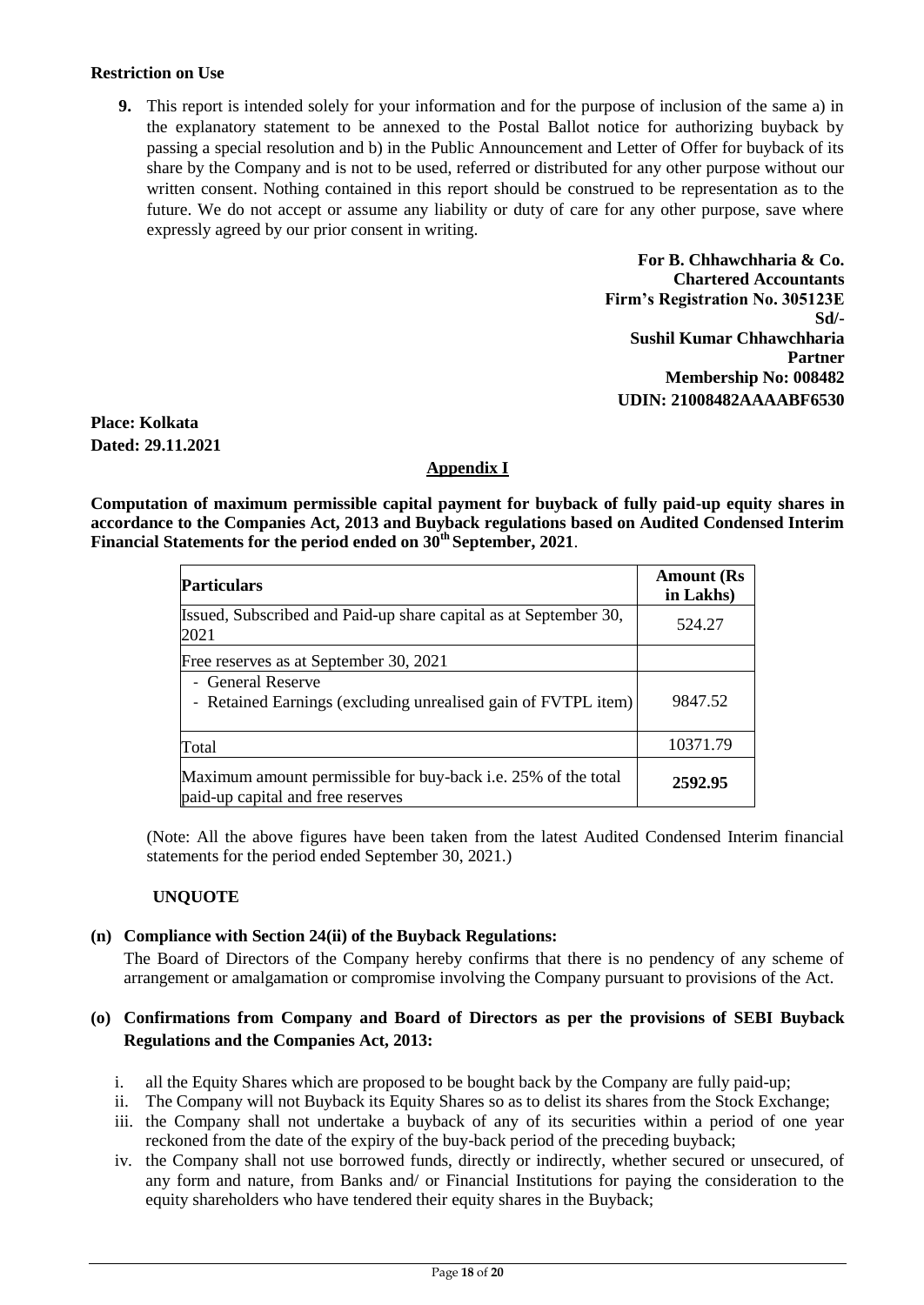**Restriction on Use**

**9.** This report is intended solely for your information and for the purpose of inclusion of the same a) in the explanatory statement to be annexed to the Postal Ballot notice for authorizing buyback by passing a special resolution and b) in the Public Announcement and Letter of Offer for buyback of its share by the Company and is not to be used, referred or distributed for any other purpose without our written consent. Nothing contained in this report should be construed to be representation as to the future. We do not accept or assume any liability or duty of care for any other purpose, save where expressly agreed by our prior consent in writing.

**For B. Chhawchharia & Co.**
**Chartered Accountants**
**Firm's Registration No. 305123E**
**Sd/-**
**Sushil Kumar Chhawchharia**
**Partner**
**Membership No: 008482**
**UDIN: 21008482AAAABF6530**

**Place: Kolkata**
**Dated: 29.11.2021**

## Appendix I

**Computation of maximum permissible capital payment for buyback of fully paid-up equity shares in accordance to the Companies Act, 2013 and Buyback regulations based on Audited Condensed Interim Financial Statements for the period ended on 30th September, 2021**.

| Particulars | Amount (Rs in Lakhs) |
|---|---|
| Issued, Subscribed and Paid-up share capital as at September 30, 2021 | 524.27 |
| Free reserves as at September 30, 2021 | |
| - General Reserve<br>- Retained Earnings (excluding unrealised gain of FVTPL item) | 9847.52 |
| Total | 10371.79 |
| Maximum amount permissible for buy-back i.e. 25% of the total paid-up capital and free reserves | **2592.95** |

(Note: All the above figures have been taken from the latest Audited Condensed Interim financial statements for the period ended September 30, 2021.)

**UNQUOTE**

**(n) Compliance with Section 24(ii) of the Buyback Regulations:**

The Board of Directors of the Company hereby confirms that there is no pendency of any scheme of arrangement or amalgamation or compromise involving the Company pursuant to provisions of the Act.

**(o) Confirmations from Company and Board of Directors as per the provisions of SEBI Buyback Regulations and the Companies Act, 2013:**

i. all the Equity Shares which are proposed to be bought back by the Company are fully paid-up;
ii. The Company will not Buyback its Equity Shares so as to delist its shares from the Stock Exchange;
iii. the Company shall not undertake a buyback of any of its securities within a period of one year reckoned from the date of the expiry of the buy-back period of the preceding buyback;
iv. the Company shall not use borrowed funds, directly or indirectly, whether secured or unsecured, of any form and nature, from Banks and/ or Financial Institutions for paying the consideration to the equity shareholders who have tendered their equity shares in the Buyback;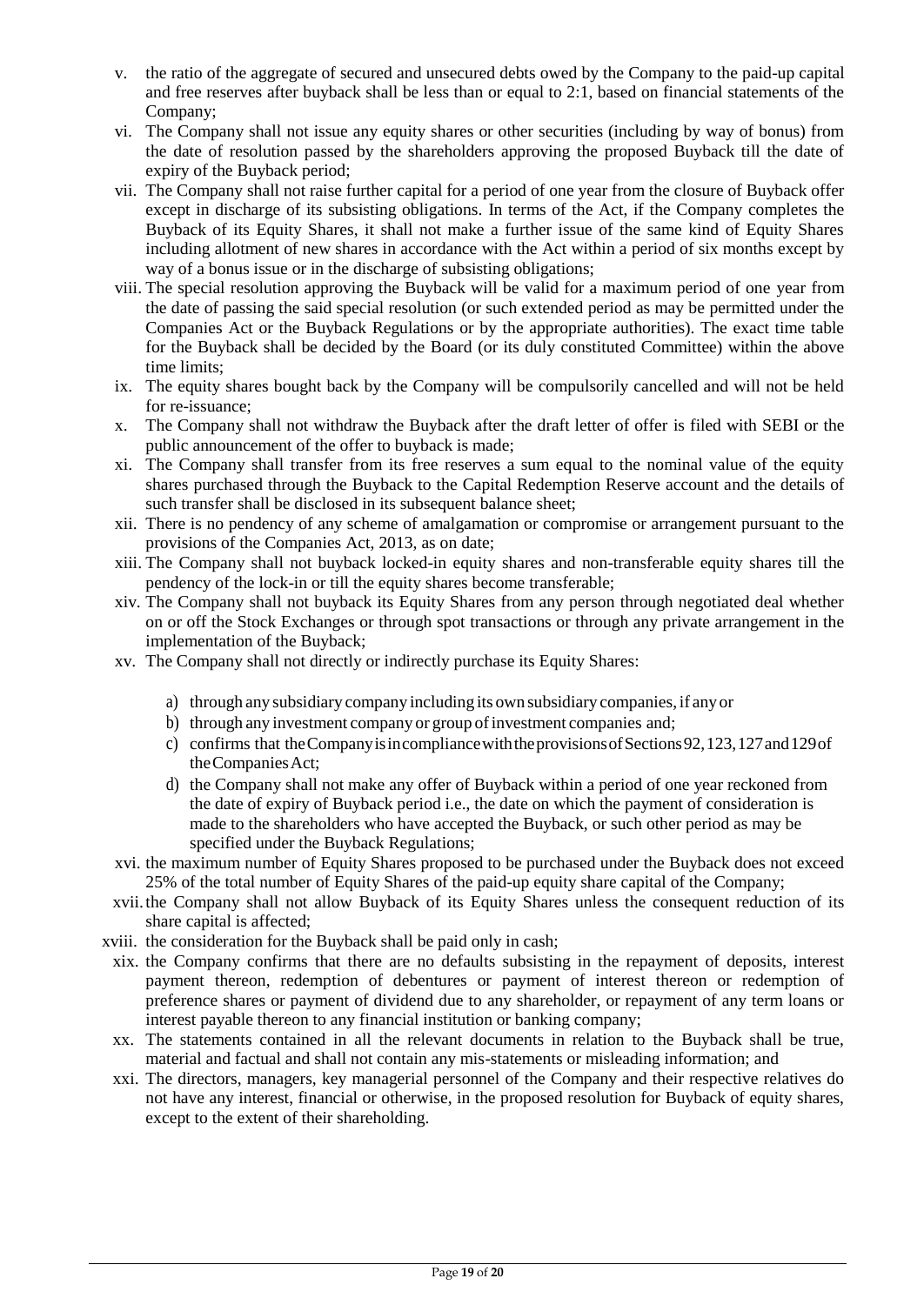v. the ratio of the aggregate of secured and unsecured debts owed by the Company to the paid-up capital and free reserves after buyback shall be less than or equal to 2:1, based on financial statements of the Company;

vi. The Company shall not issue any equity shares or other securities (including by way of bonus) from the date of resolution passed by the shareholders approving the proposed Buyback till the date of expiry of the Buyback period;

vii. The Company shall not raise further capital for a period of one year from the closure of Buyback offer except in discharge of its subsisting obligations. In terms of the Act, if the Company completes the Buyback of its Equity Shares, it shall not make a further issue of the same kind of Equity Shares including allotment of new shares in accordance with the Act within a period of six months except by way of a bonus issue or in the discharge of subsisting obligations;

viii. The special resolution approving the Buyback will be valid for a maximum period of one year from the date of passing the said special resolution (or such extended period as may be permitted under the Companies Act or the Buyback Regulations or by the appropriate authorities). The exact time table for the Buyback shall be decided by the Board (or its duly constituted Committee) within the above time limits;

ix. The equity shares bought back by the Company will be compulsorily cancelled and will not be held for re-issuance;

x. The Company shall not withdraw the Buyback after the draft letter of offer is filed with SEBI or the public announcement of the offer to buyback is made;

xi. The Company shall transfer from its free reserves a sum equal to the nominal value of the equity shares purchased through the Buyback to the Capital Redemption Reserve account and the details of such transfer shall be disclosed in its subsequent balance sheet;

xii. There is no pendency of any scheme of amalgamation or compromise or arrangement pursuant to the provisions of the Companies Act, 2013, as on date;

xiii. The Company shall not buyback locked-in equity shares and non-transferable equity shares till the pendency of the lock-in or till the equity shares become transferable;

xiv. The Company shall not buyback its Equity Shares from any person through negotiated deal whether on or off the Stock Exchanges or through spot transactions or through any private arrangement in the implementation of the Buyback;

xv. The Company shall not directly or indirectly purchase its Equity Shares:

  a) through any subsidiary company including its own subsidiary companies, if any or
  b) through any investment company or group of investment companies and;
  c) confirms that the Company is in compliance with the provisions of Sections 92, 123, 127 and 129 of the Companies Act;
  d) the Company shall not make any offer of Buyback within a period of one year reckoned from the date of expiry of Buyback period i.e., the date on which the payment of consideration is made to the shareholders who have accepted the Buyback, or such other period as may be specified under the Buyback Regulations;

xvi. the maximum number of Equity Shares proposed to be purchased under the Buyback does not exceed 25% of the total number of Equity Shares of the paid-up equity share capital of the Company;

xvii. the Company shall not allow Buyback of its Equity Shares unless the consequent reduction of its share capital is affected;

xviii. the consideration for the Buyback shall be paid only in cash;

xix. the Company confirms that there are no defaults subsisting in the repayment of deposits, interest payment thereon, redemption of debentures or payment of interest thereon or redemption of preference shares or payment of dividend due to any shareholder, or repayment of any term loans or interest payable thereon to any financial institution or banking company;

xx. The statements contained in all the relevant documents in relation to the Buyback shall be true, material and factual and shall not contain any mis-statements or misleading information; and

xxi. The directors, managers, key managerial personnel of the Company and their respective relatives do not have any interest, financial or otherwise, in the proposed resolution for Buyback of equity shares, except to the extent of their shareholding.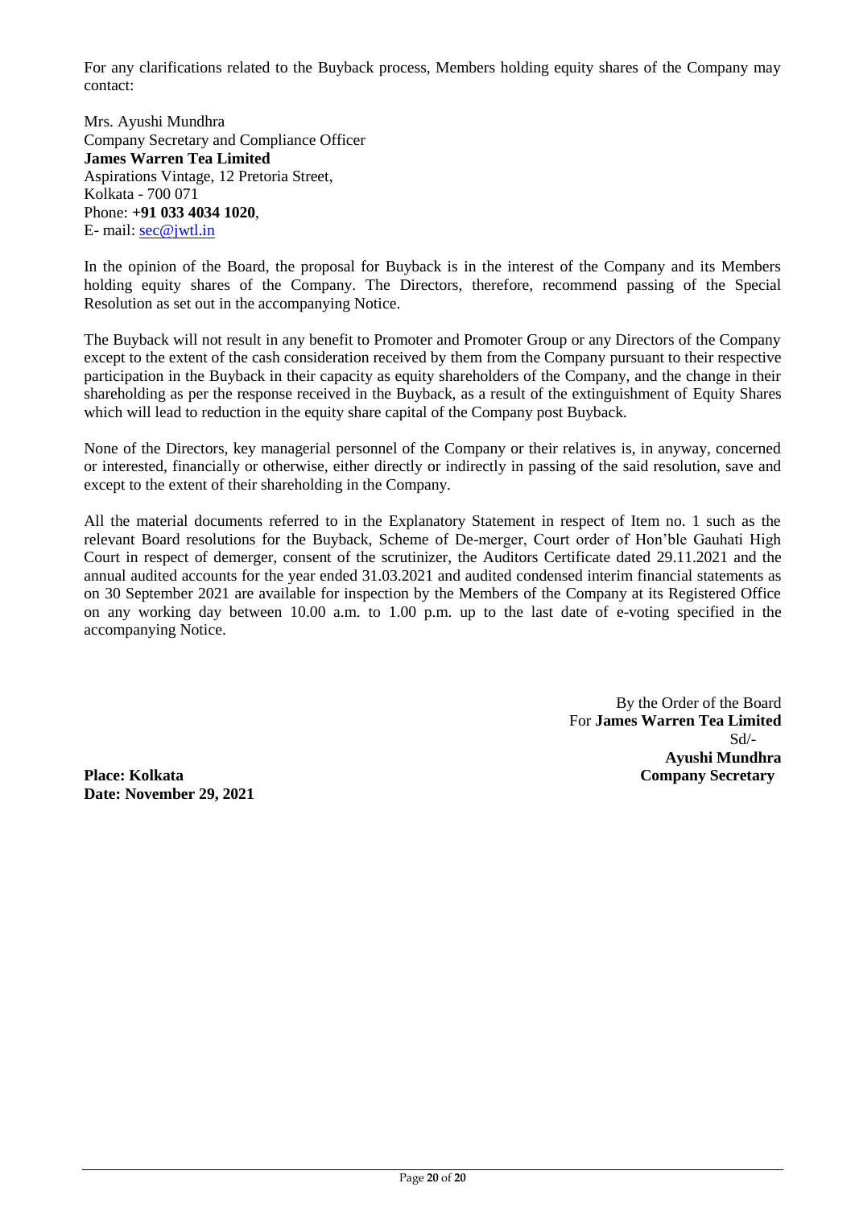For any clarifications related to the Buyback process, Members holding equity shares of the Company may contact:

Mrs. Ayushi Mundhra  
Company Secretary and Compliance Officer  
**James Warren Tea Limited**  
Aspirations Vintage, 12 Pretoria Street,  
Kolkata - 700 071  
Phone: **+91 033 4034 1020**,  
E- mail: sec@jwtl.in

In the opinion of the Board, the proposal for Buyback is in the interest of the Company and its Members holding equity shares of the Company. The Directors, therefore, recommend passing of the Special Resolution as set out in the accompanying Notice.

The Buyback will not result in any benefit to Promoter and Promoter Group or any Directors of the Company except to the extent of the cash consideration received by them from the Company pursuant to their respective participation in the Buyback in their capacity as equity shareholders of the Company, and the change in their shareholding as per the response received in the Buyback, as a result of the extinguishment of Equity Shares which will lead to reduction in the equity share capital of the Company post Buyback.

None of the Directors, key managerial personnel of the Company or their relatives is, in anyway, concerned or interested, financially or otherwise, either directly or indirectly in passing of the said resolution, save and except to the extent of their shareholding in the Company.

All the material documents referred to in the Explanatory Statement in respect of Item no. 1 such as the relevant Board resolutions for the Buyback, Scheme of De-merger, Court order of Hon'ble Gauhati High Court in respect of demerger, consent of the scrutinizer, the Auditors Certificate dated 29.11.2021 and the annual audited accounts for the year ended 31.03.2021 and audited condensed interim financial statements as on 30 September 2021 are available for inspection by the Members of the Company at its Registered Office on any working day between 10.00 a.m. to 1.00 p.m. up to the last date of e-voting specified in the accompanying Notice.

By the Order of the Board  
For **James Warren Tea Limited**  
Sd/-  
**Ayushi Mundhra**  
**Company Secretary**

**Place: Kolkata**  
**Date: November 29, 2021**